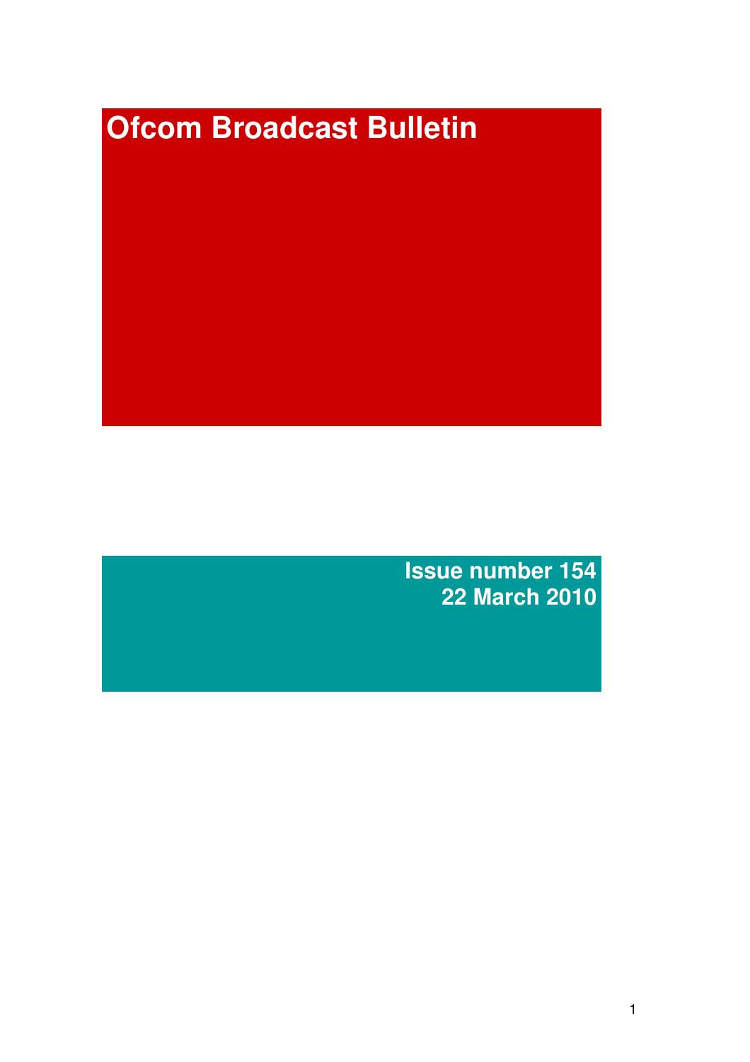# Ofcom Broadcast Bulletin

**Issue number 154**
**22 March 2010**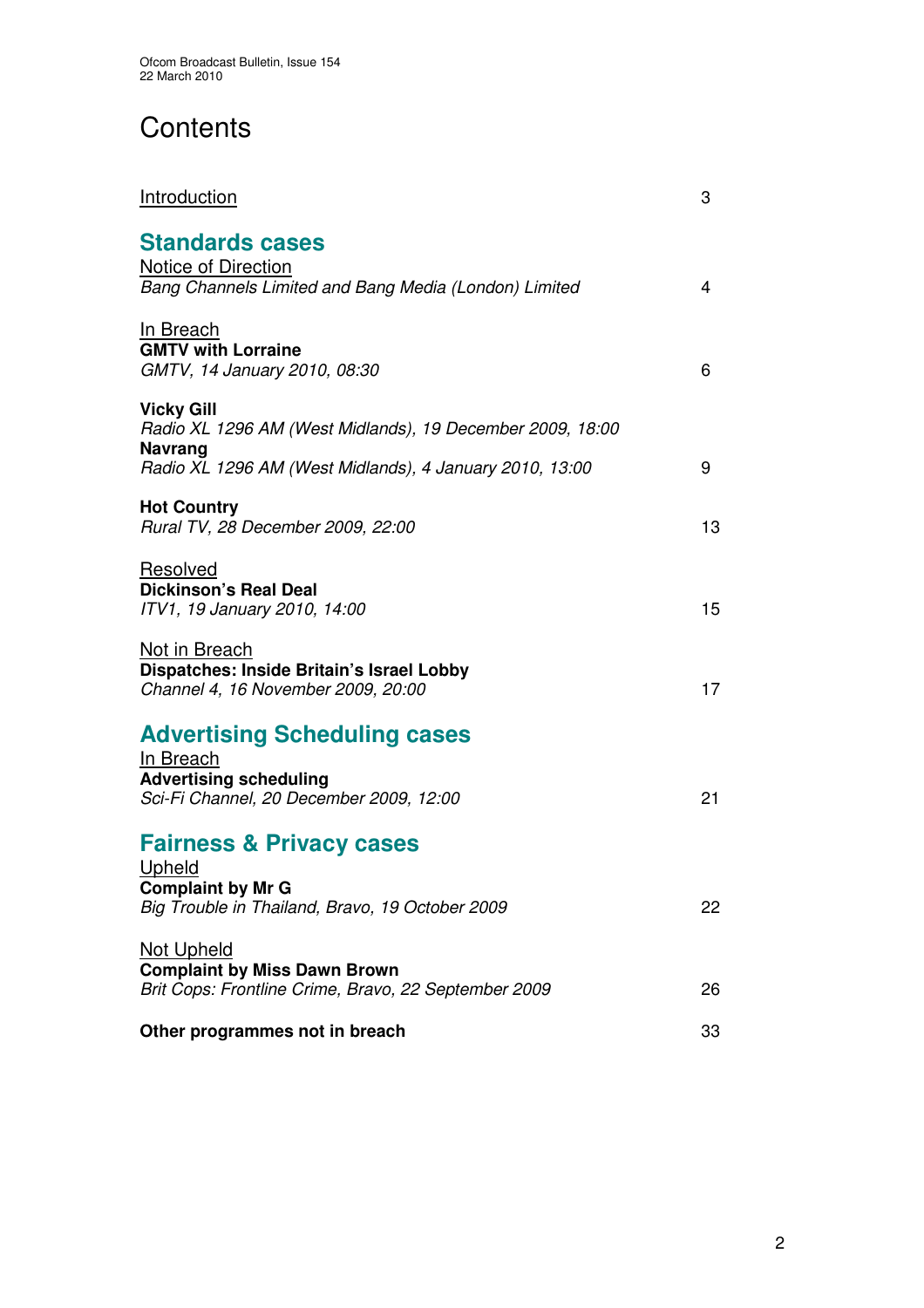# Contents

Introduction 3

## Standards cases

Notice of Direction
*Bang Channels Limited and Bang Media (London) Limited* 4

In Breach
**GMTV with Lorraine**
*GMTV, 14 January 2010, 08:30* 6

**Vicky Gill**
*Radio XL 1296 AM (West Midlands), 19 December 2009, 18:00*
**Navrang**
*Radio XL 1296 AM (West Midlands), 4 January 2010, 13:00* 9

**Hot Country**
*Rural TV, 28 December 2009, 22:00* 13

Resolved
**Dickinson's Real Deal**
*ITV1, 19 January 2010, 14:00* 15

Not in Breach
**Dispatches: Inside Britain's Israel Lobby**
*Channel 4, 16 November 2009, 20:00* 17

## Advertising Scheduling cases

In Breach
**Advertising scheduling**
*Sci-Fi Channel, 20 December 2009, 12:00* 21

## Fairness & Privacy cases

Upheld
**Complaint by Mr G**
*Big Trouble in Thailand, Bravo, 19 October 2009* 22

Not Upheld
**Complaint by Miss Dawn Brown**
*Brit Cops: Frontline Crime, Bravo, 22 September 2009* 26

**Other programmes not in breach** 33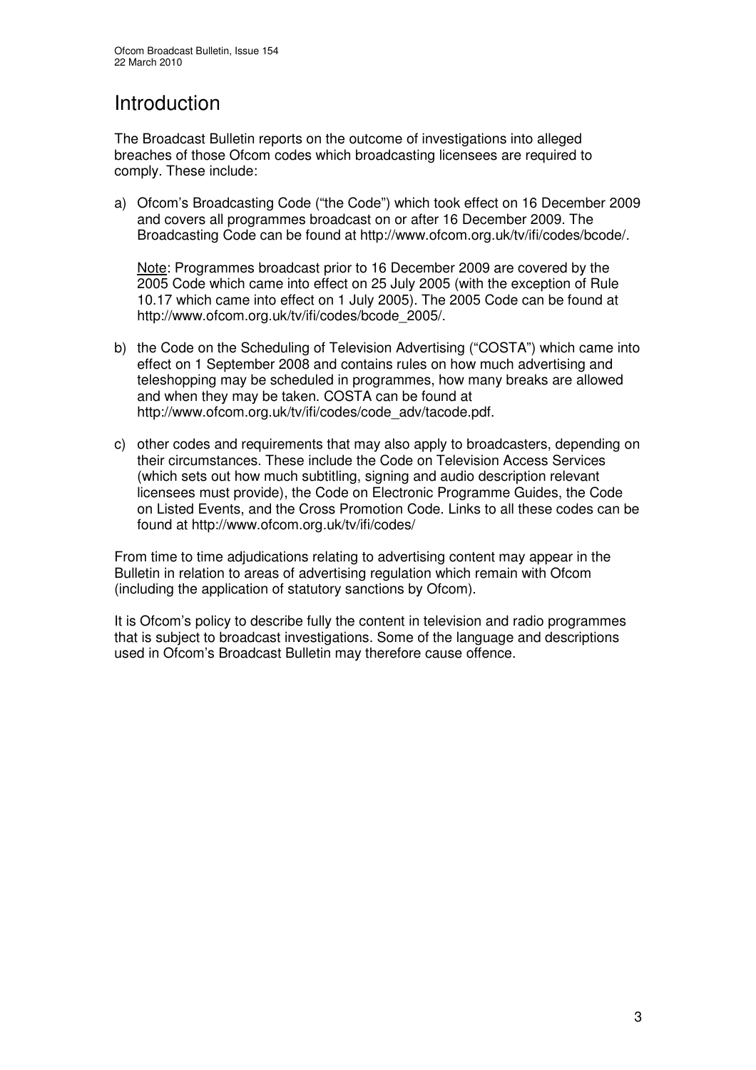# Introduction

The Broadcast Bulletin reports on the outcome of investigations into alleged breaches of those Ofcom codes which broadcasting licensees are required to comply. These include:

a) Ofcom's Broadcasting Code ("the Code") which took effect on 16 December 2009 and covers all programmes broadcast on or after 16 December 2009. The Broadcasting Code can be found at http://www.ofcom.org.uk/tv/ifi/codes/bcode/.

   Note: Programmes broadcast prior to 16 December 2009 are covered by the 2005 Code which came into effect on 25 July 2005 (with the exception of Rule 10.17 which came into effect on 1 July 2005). The 2005 Code can be found at http://www.ofcom.org.uk/tv/ifi/codes/bcode_2005/.

b) the Code on the Scheduling of Television Advertising ("COSTA") which came into effect on 1 September 2008 and contains rules on how much advertising and teleshopping may be scheduled in programmes, how many breaks are allowed and when they may be taken. COSTA can be found at http://www.ofcom.org.uk/tv/ifi/codes/code_adv/tacode.pdf.

c) other codes and requirements that may also apply to broadcasters, depending on their circumstances. These include the Code on Television Access Services (which sets out how much subtitling, signing and audio description relevant licensees must provide), the Code on Electronic Programme Guides, the Code on Listed Events, and the Cross Promotion Code. Links to all these codes can be found at http://www.ofcom.org.uk/tv/ifi/codes/

From time to time adjudications relating to advertising content may appear in the Bulletin in relation to areas of advertising regulation which remain with Ofcom (including the application of statutory sanctions by Ofcom).

It is Ofcom's policy to describe fully the content in television and radio programmes that is subject to broadcast investigations. Some of the language and descriptions used in Ofcom's Broadcast Bulletin may therefore cause offence.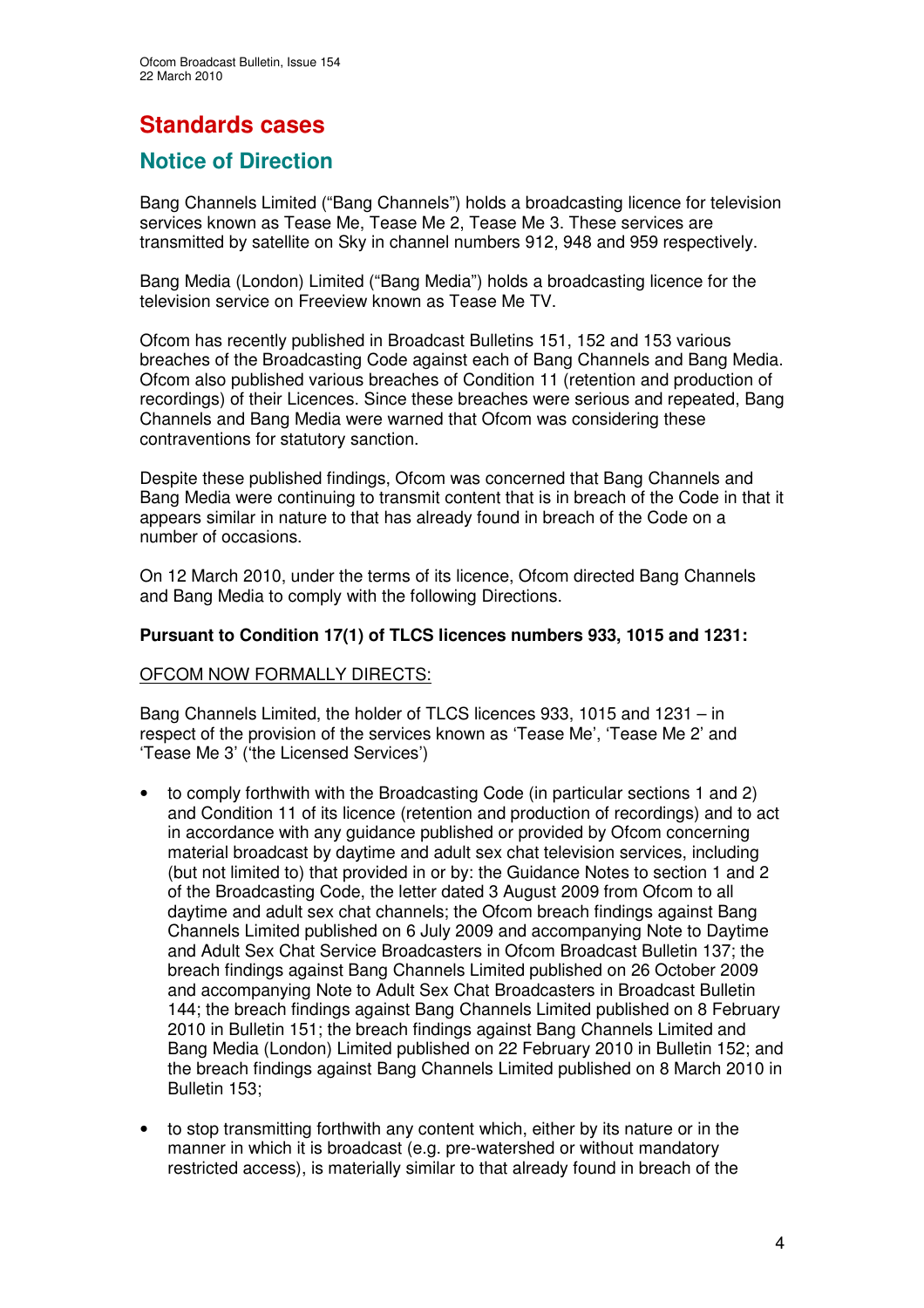# Standards cases

## Notice of Direction

Bang Channels Limited ("Bang Channels") holds a broadcasting licence for television services known as Tease Me, Tease Me 2, Tease Me 3. These services are transmitted by satellite on Sky in channel numbers 912, 948 and 959 respectively.

Bang Media (London) Limited ("Bang Media") holds a broadcasting licence for the television service on Freeview known as Tease Me TV.

Ofcom has recently published in Broadcast Bulletins 151, 152 and 153 various breaches of the Broadcasting Code against each of Bang Channels and Bang Media. Ofcom also published various breaches of Condition 11 (retention and production of recordings) of their Licences. Since these breaches were serious and repeated, Bang Channels and Bang Media were warned that Ofcom was considering these contraventions for statutory sanction.

Despite these published findings, Ofcom was concerned that Bang Channels and Bang Media were continuing to transmit content that is in breach of the Code in that it appears similar in nature to that has already found in breach of the Code on a number of occasions.

On 12 March 2010, under the terms of its licence, Ofcom directed Bang Channels and Bang Media to comply with the following Directions.

**Pursuant to Condition 17(1) of TLCS licences numbers 933, 1015 and 1231:**

<u>OFCOM NOW FORMALLY DIRECTS:</u>

Bang Channels Limited, the holder of TLCS licences 933, 1015 and 1231 – in respect of the provision of the services known as 'Tease Me', 'Tease Me 2' and 'Tease Me 3' ('the Licensed Services')

- to comply forthwith with the Broadcasting Code (in particular sections 1 and 2) and Condition 11 of its licence (retention and production of recordings) and to act in accordance with any guidance published or provided by Ofcom concerning material broadcast by daytime and adult sex chat television services, including (but not limited to) that provided in or by: the Guidance Notes to section 1 and 2 of the Broadcasting Code, the letter dated 3 August 2009 from Ofcom to all daytime and adult sex chat channels; the Ofcom breach findings against Bang Channels Limited published on 6 July 2009 and accompanying Note to Daytime and Adult Sex Chat Service Broadcasters in Ofcom Broadcast Bulletin 137; the breach findings against Bang Channels Limited published on 26 October 2009 and accompanying Note to Adult Sex Chat Broadcasters in Broadcast Bulletin 144; the breach findings against Bang Channels Limited published on 8 February 2010 in Bulletin 151; the breach findings against Bang Channels Limited and Bang Media (London) Limited published on 22 February 2010 in Bulletin 152; and the breach findings against Bang Channels Limited published on 8 March 2010 in Bulletin 153;

- to stop transmitting forthwith any content which, either by its nature or in the manner in which it is broadcast (e.g. pre-watershed or without mandatory restricted access), is materially similar to that already found in breach of the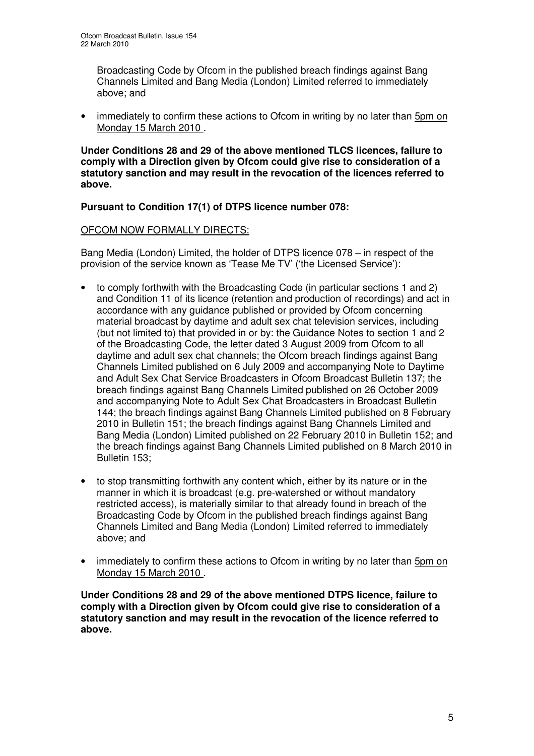Broadcasting Code by Ofcom in the published breach findings against Bang Channels Limited and Bang Media (London) Limited referred to immediately above; and

- immediately to confirm these actions to Ofcom in writing by no later than 5pm on Monday 15 March 2010 .

**Under Conditions 28 and 29 of the above mentioned TLCS licences, failure to comply with a Direction given by Ofcom could give rise to consideration of a statutory sanction and may result in the revocation of the licences referred to above.**

**Pursuant to Condition 17(1) of DTPS licence number 078:**

OFCOM NOW FORMALLY DIRECTS:

Bang Media (London) Limited, the holder of DTPS licence 078 – in respect of the provision of the service known as 'Tease Me TV' ('the Licensed Service'):

- to comply forthwith with the Broadcasting Code (in particular sections 1 and 2) and Condition 11 of its licence (retention and production of recordings) and act in accordance with any guidance published or provided by Ofcom concerning material broadcast by daytime and adult sex chat television services, including (but not limited to) that provided in or by: the Guidance Notes to section 1 and 2 of the Broadcasting Code, the letter dated 3 August 2009 from Ofcom to all daytime and adult sex chat channels; the Ofcom breach findings against Bang Channels Limited published on 6 July 2009 and accompanying Note to Daytime and Adult Sex Chat Service Broadcasters in Ofcom Broadcast Bulletin 137; the breach findings against Bang Channels Limited published on 26 October 2009 and accompanying Note to Adult Sex Chat Broadcasters in Broadcast Bulletin 144; the breach findings against Bang Channels Limited published on 8 February 2010 in Bulletin 151; the breach findings against Bang Channels Limited and Bang Media (London) Limited published on 22 February 2010 in Bulletin 152; and the breach findings against Bang Channels Limited published on 8 March 2010 in Bulletin 153;
- to stop transmitting forthwith any content which, either by its nature or in the manner in which it is broadcast (e.g. pre-watershed or without mandatory restricted access), is materially similar to that already found in breach of the Broadcasting Code by Ofcom in the published breach findings against Bang Channels Limited and Bang Media (London) Limited referred to immediately above; and
- immediately to confirm these actions to Ofcom in writing by no later than 5pm on Monday 15 March 2010 .

**Under Conditions 28 and 29 of the above mentioned DTPS licence, failure to comply with a Direction given by Ofcom could give rise to consideration of a statutory sanction and may result in the revocation of the licence referred to above.**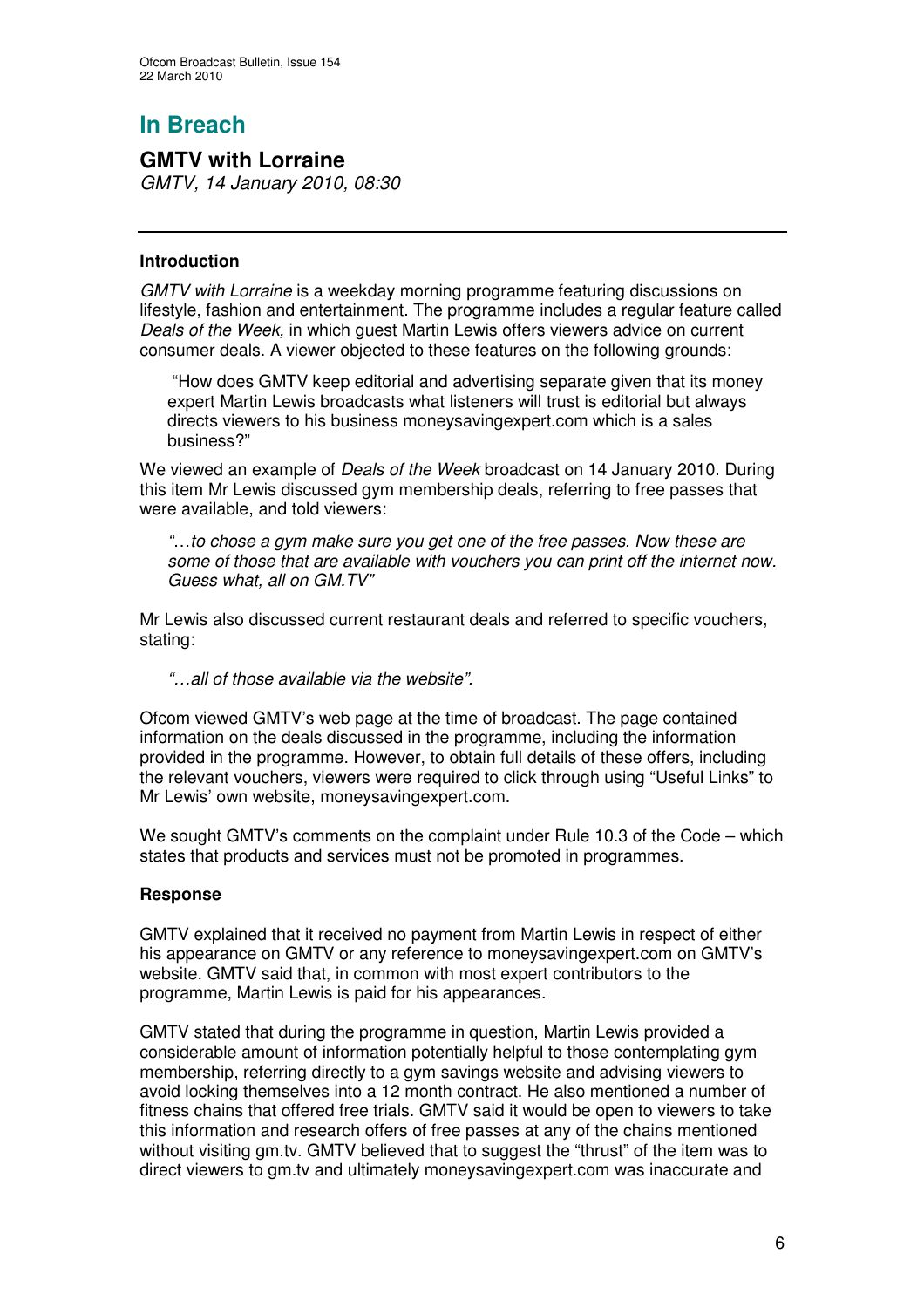# In Breach

## GMTV with Lorraine

*GMTV, 14 January 2010, 08:30*

---

### Introduction

*GMTV with Lorraine* is a weekday morning programme featuring discussions on lifestyle, fashion and entertainment. The programme includes a regular feature called *Deals of the Week*, in which guest Martin Lewis offers viewers advice on current consumer deals. A viewer objected to these features on the following grounds:

> "How does GMTV keep editorial and advertising separate given that its money expert Martin Lewis broadcasts what listeners will trust is editorial but always directs viewers to his business moneysavingexpert.com which is a sales business?"

We viewed an example of *Deals of the Week* broadcast on 14 January 2010. During this item Mr Lewis discussed gym membership deals, referring to free passes that were available, and told viewers:

> *"…to chose a gym make sure you get one of the free passes. Now these are some of those that are available with vouchers you can print off the internet now. Guess what, all on GM.TV"*

Mr Lewis also discussed current restaurant deals and referred to specific vouchers, stating:

> *"…all of those available via the website".*

Ofcom viewed GMTV's web page at the time of broadcast. The page contained information on the deals discussed in the programme, including the information provided in the programme. However, to obtain full details of these offers, including the relevant vouchers, viewers were required to click through using "Useful Links" to Mr Lewis' own website, moneysavingexpert.com.

We sought GMTV's comments on the complaint under Rule 10.3 of the Code – which states that products and services must not be promoted in programmes.

### Response

GMTV explained that it received no payment from Martin Lewis in respect of either his appearance on GMTV or any reference to moneysavingexpert.com on GMTV's website. GMTV said that, in common with most expert contributors to the programme, Martin Lewis is paid for his appearances.

GMTV stated that during the programme in question, Martin Lewis provided a considerable amount of information potentially helpful to those contemplating gym membership, referring directly to a gym savings website and advising viewers to avoid locking themselves into a 12 month contract. He also mentioned a number of fitness chains that offered free trials. GMTV said it would be open to viewers to take this information and research offers of free passes at any of the chains mentioned without visiting gm.tv. GMTV believed that to suggest the "thrust" of the item was to direct viewers to gm.tv and ultimately moneysavingexpert.com was inaccurate and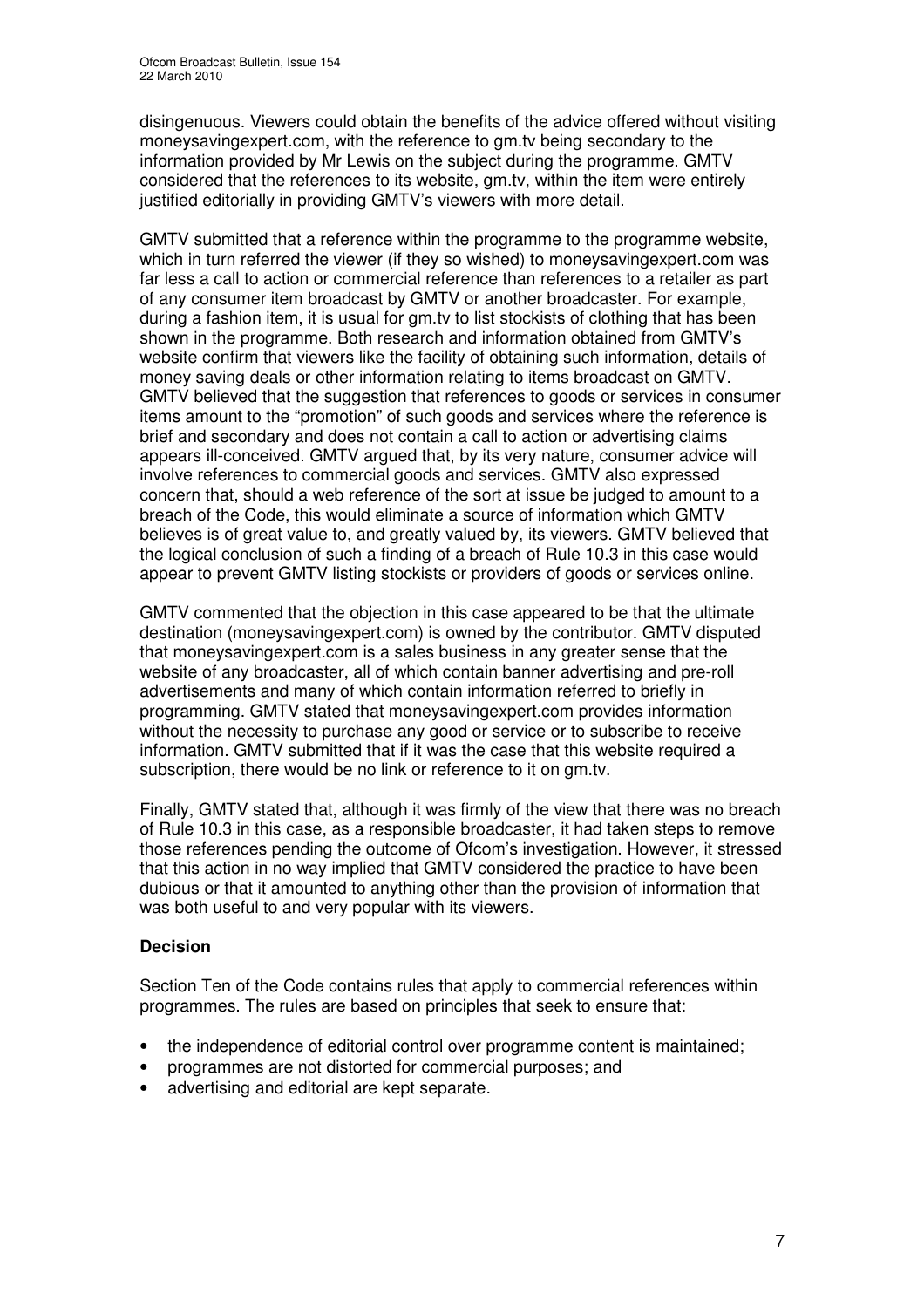disingenuous. Viewers could obtain the benefits of the advice offered without visiting moneysavingexpert.com, with the reference to gm.tv being secondary to the information provided by Mr Lewis on the subject during the programme. GMTV considered that the references to its website, gm.tv, within the item were entirely justified editorially in providing GMTV's viewers with more detail.

GMTV submitted that a reference within the programme to the programme website, which in turn referred the viewer (if they so wished) to moneysavingexpert.com was far less a call to action or commercial reference than references to a retailer as part of any consumer item broadcast by GMTV or another broadcaster. For example, during a fashion item, it is usual for gm.tv to list stockists of clothing that has been shown in the programme. Both research and information obtained from GMTV's website confirm that viewers like the facility of obtaining such information, details of money saving deals or other information relating to items broadcast on GMTV. GMTV believed that the suggestion that references to goods or services in consumer items amount to the "promotion" of such goods and services where the reference is brief and secondary and does not contain a call to action or advertising claims appears ill-conceived. GMTV argued that, by its very nature, consumer advice will involve references to commercial goods and services. GMTV also expressed concern that, should a web reference of the sort at issue be judged to amount to a breach of the Code, this would eliminate a source of information which GMTV believes is of great value to, and greatly valued by, its viewers. GMTV believed that the logical conclusion of such a finding of a breach of Rule 10.3 in this case would appear to prevent GMTV listing stockists or providers of goods or services online.

GMTV commented that the objection in this case appeared to be that the ultimate destination (moneysavingexpert.com) is owned by the contributor. GMTV disputed that moneysavingexpert.com is a sales business in any greater sense that the website of any broadcaster, all of which contain banner advertising and pre-roll advertisements and many of which contain information referred to briefly in programming. GMTV stated that moneysavingexpert.com provides information without the necessity to purchase any good or service or to subscribe to receive information. GMTV submitted that if it was the case that this website required a subscription, there would be no link or reference to it on gm.tv.

Finally, GMTV stated that, although it was firmly of the view that there was no breach of Rule 10.3 in this case, as a responsible broadcaster, it had taken steps to remove those references pending the outcome of Ofcom's investigation. However, it stressed that this action in no way implied that GMTV considered the practice to have been dubious or that it amounted to anything other than the provision of information that was both useful to and very popular with its viewers.

**Decision**

Section Ten of the Code contains rules that apply to commercial references within programmes. The rules are based on principles that seek to ensure that:

- the independence of editorial control over programme content is maintained;
- programmes are not distorted for commercial purposes; and
- advertising and editorial are kept separate.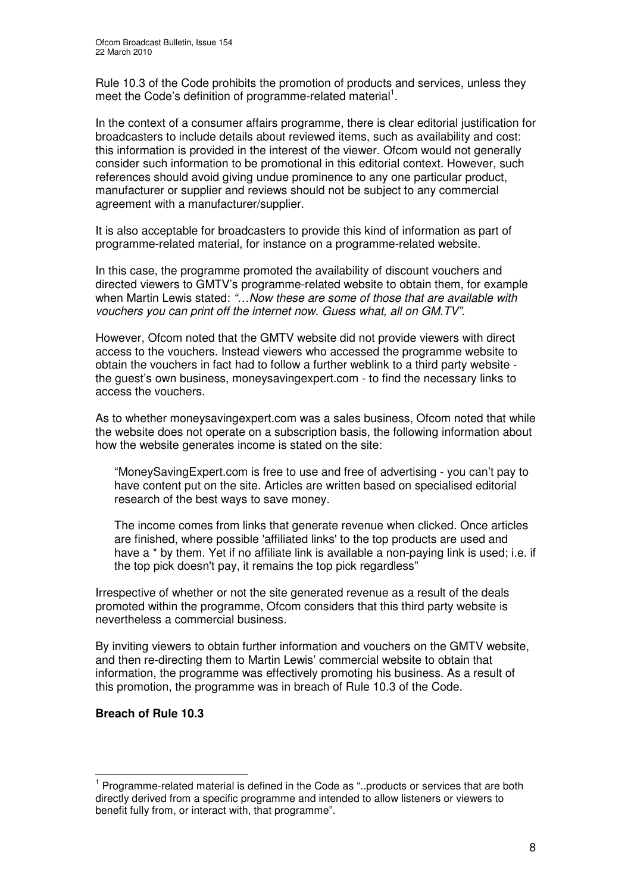Rule 10.3 of the Code prohibits the promotion of products and services, unless they meet the Code's definition of programme-related material[1].

In the context of a consumer affairs programme, there is clear editorial justification for broadcasters to include details about reviewed items, such as availability and cost: this information is provided in the interest of the viewer. Ofcom would not generally consider such information to be promotional in this editorial context. However, such references should avoid giving undue prominence to any one particular product, manufacturer or supplier and reviews should not be subject to any commercial agreement with a manufacturer/supplier.

It is also acceptable for broadcasters to provide this kind of information as part of programme-related material, for instance on a programme-related website.

In this case, the programme promoted the availability of discount vouchers and directed viewers to GMTV's programme-related website to obtain them, for example when Martin Lewis stated: *"…Now these are some of those that are available with vouchers you can print off the internet now. Guess what, all on GM.TV".*

However, Ofcom noted that the GMTV website did not provide viewers with direct access to the vouchers. Instead viewers who accessed the programme website to obtain the vouchers in fact had to follow a further weblink to a third party website - the guest's own business, moneysavingexpert.com - to find the necessary links to access the vouchers.

As to whether moneysavingexpert.com was a sales business, Ofcom noted that while the website does not operate on a subscription basis, the following information about how the website generates income is stated on the site:

> "MoneySavingExpert.com is free to use and free of advertising - you can't pay to have content put on the site. Articles are written based on specialised editorial research of the best ways to save money.
>
> The income comes from links that generate revenue when clicked. Once articles are finished, where possible 'affiliated links' to the top products are used and have a * by them. Yet if no affiliate link is available a non-paying link is used; i.e. if the top pick doesn't pay, it remains the top pick regardless"

Irrespective of whether or not the site generated revenue as a result of the deals promoted within the programme, Ofcom considers that this third party website is nevertheless a commercial business.

By inviting viewers to obtain further information and vouchers on the GMTV website, and then re-directing them to Martin Lewis' commercial website to obtain that information, the programme was effectively promoting his business. As a result of this promotion, the programme was in breach of Rule 10.3 of the Code.

**Breach of Rule 10.3**

[1] Programme-related material is defined in the Code as "..products or services that are both directly derived from a specific programme and intended to allow listeners or viewers to benefit fully from, or interact with, that programme".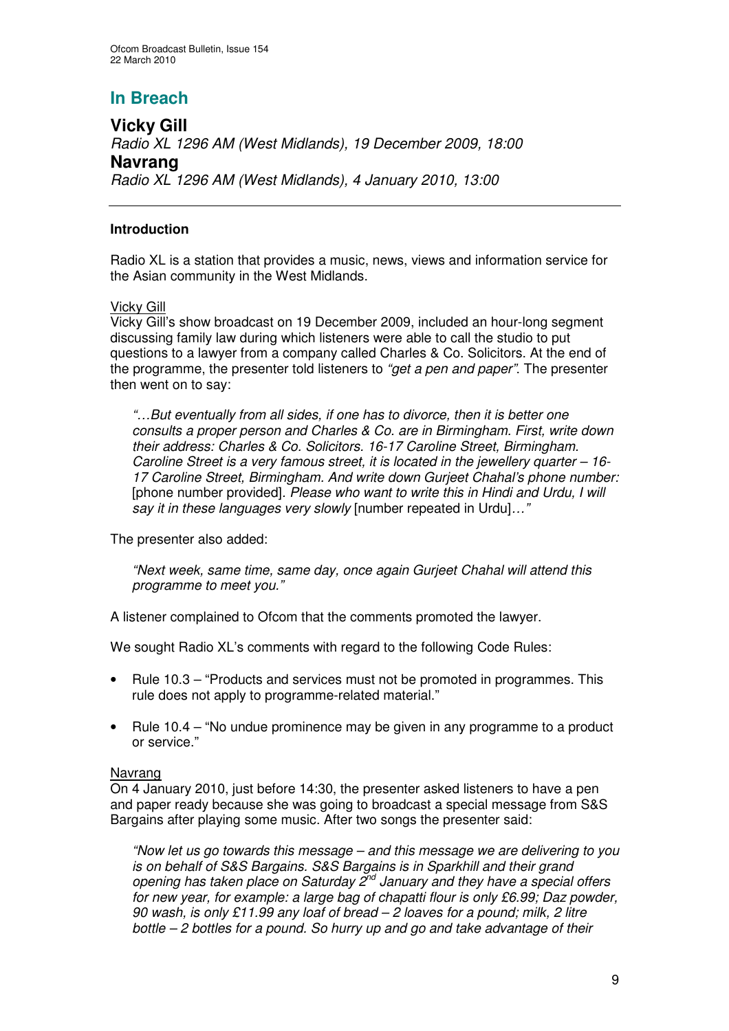## In Breach

### Vicky Gill
*Radio XL 1296 AM (West Midlands), 19 December 2009, 18:00*

### Navrang
*Radio XL 1296 AM (West Midlands), 4 January 2010, 13:00*

---

**Introduction**

Radio XL is a station that provides a music, news, views and information service for the Asian community in the West Midlands.

Vicky Gill

Vicky Gill's show broadcast on 19 December 2009, included an hour-long segment discussing family law during which listeners were able to call the studio to put questions to a lawyer from a company called Charles & Co. Solicitors. At the end of the programme, the presenter told listeners to *"get a pen and paper"*. The presenter then went on to say:

> *"…But eventually from all sides, if one has to divorce, then it is better one consults a proper person and Charles & Co. are in Birmingham. First, write down their address: Charles & Co. Solicitors. 16-17 Caroline Street, Birmingham. Caroline Street is a very famous street, it is located in the jewellery quarter – 16-17 Caroline Street, Birmingham. And write down Gurjeet Chahal's phone number:* [phone number provided]. *Please who want to write this in Hindi and Urdu, I will say it in these languages very slowly* [number repeated in Urdu]*…"*

The presenter also added:

> *"Next week, same time, same day, once again Gurjeet Chahal will attend this programme to meet you."*

A listener complained to Ofcom that the comments promoted the lawyer.

We sought Radio XL's comments with regard to the following Code Rules:

- Rule 10.3 – "Products and services must not be promoted in programmes. This rule does not apply to programme-related material."
- Rule 10.4 – "No undue prominence may be given in any programme to a product or service."

Navrang

On 4 January 2010, just before 14:30, the presenter asked listeners to have a pen and paper ready because she was going to broadcast a special message from S&S Bargains after playing some music. After two songs the presenter said:

> *"Now let us go towards this message – and this message we are delivering to you is on behalf of S&S Bargains. S&S Bargains is in Sparkhill and their grand opening has taken place on Saturday 2nd January and they have a special offers for new year, for example: a large bag of chapatti flour is only £6.99; Daz powder, 90 wash, is only £11.99 any loaf of bread – 2 loaves for a pound; milk, 2 litre bottle – 2 bottles for a pound. So hurry up and go and take advantage of their*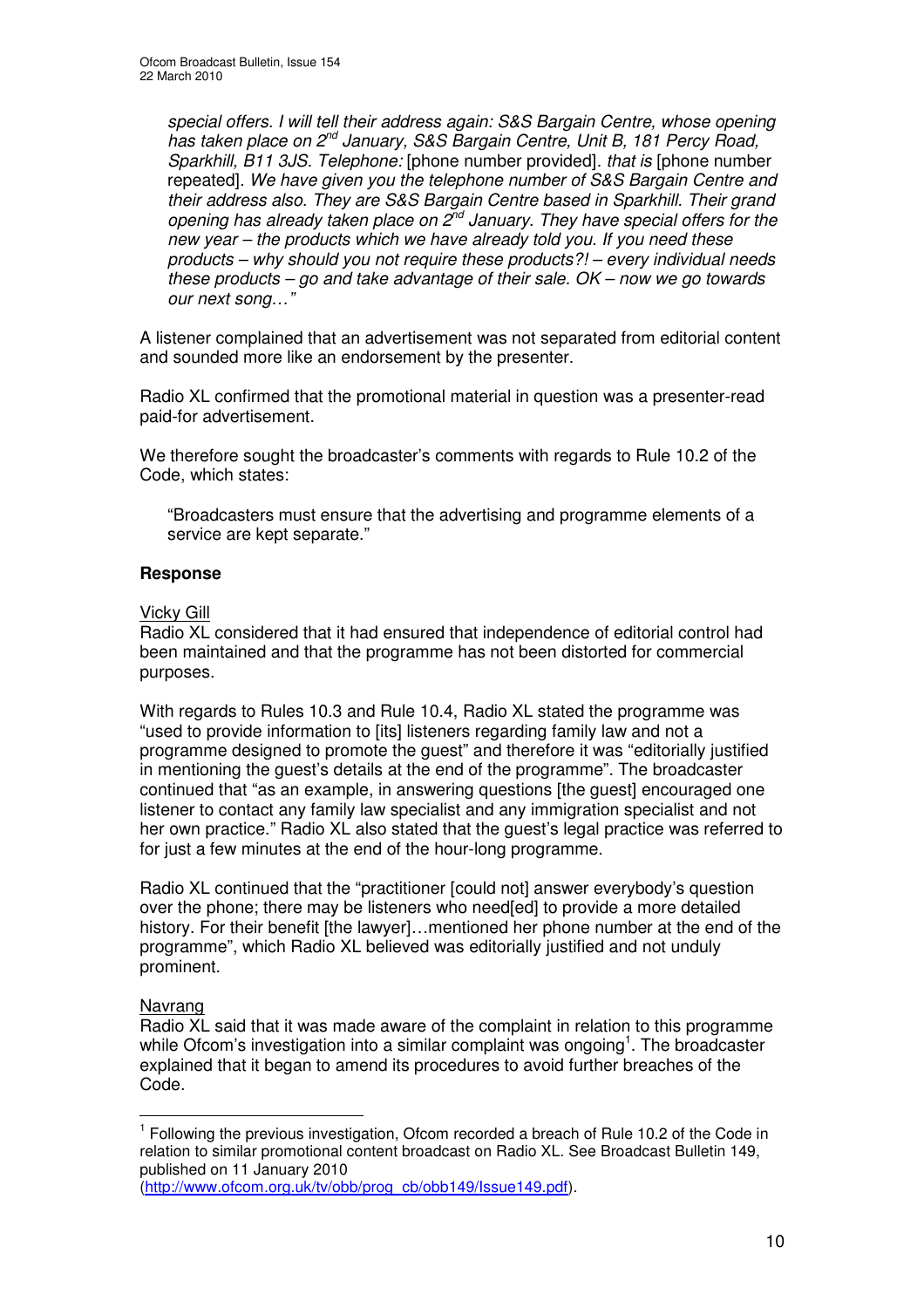> *special offers. I will tell their address again: S&S Bargain Centre, whose opening has taken place on 2nd January, S&S Bargain Centre, Unit B, 181 Percy Road, Sparkhill, B11 3JS. Telephone:* [phone number provided]. *that is* [phone number repeated]. *We have given you the telephone number of S&S Bargain Centre and their address also. They are S&S Bargain Centre based in Sparkhill. Their grand opening has already taken place on 2nd January. They have special offers for the new year – the products which we have already told you. If you need these products – why should you not require these products?! – every individual needs these products – go and take advantage of their sale. OK – now we go towards our next song…"*

A listener complained that an advertisement was not separated from editorial content and sounded more like an endorsement by the presenter.

Radio XL confirmed that the promotional material in question was a presenter-read paid-for advertisement.

We therefore sought the broadcaster's comments with regards to Rule 10.2 of the Code, which states:

> "Broadcasters must ensure that the advertising and programme elements of a service are kept separate."

**Response**

Vicky Gill

Radio XL considered that it had ensured that independence of editorial control had been maintained and that the programme has not been distorted for commercial purposes.

With regards to Rules 10.3 and Rule 10.4, Radio XL stated the programme was "used to provide information to [its] listeners regarding family law and not a programme designed to promote the guest" and therefore it was "editorially justified in mentioning the guest's details at the end of the programme". The broadcaster continued that "as an example, in answering questions [the guest] encouraged one listener to contact any family law specialist and any immigration specialist and not her own practice." Radio XL also stated that the guest's legal practice was referred to for just a few minutes at the end of the hour-long programme.

Radio XL continued that the "practitioner [could not] answer everybody's question over the phone; there may be listeners who need[ed] to provide a more detailed history. For their benefit [the lawyer]…mentioned her phone number at the end of the programme", which Radio XL believed was editorially justified and not unduly prominent.

Navrang

Radio XL said that it was made aware of the complaint in relation to this programme while Ofcom's investigation into a similar complaint was ongoing[1]. The broadcaster explained that it began to amend its procedures to avoid further breaches of the Code.

[1] Following the previous investigation, Ofcom recorded a breach of Rule 10.2 of the Code in relation to similar promotional content broadcast on Radio XL. See Broadcast Bulletin 149, published on 11 January 2010 (http://www.ofcom.org.uk/tv/obb/prog_cb/obb149/Issue149.pdf).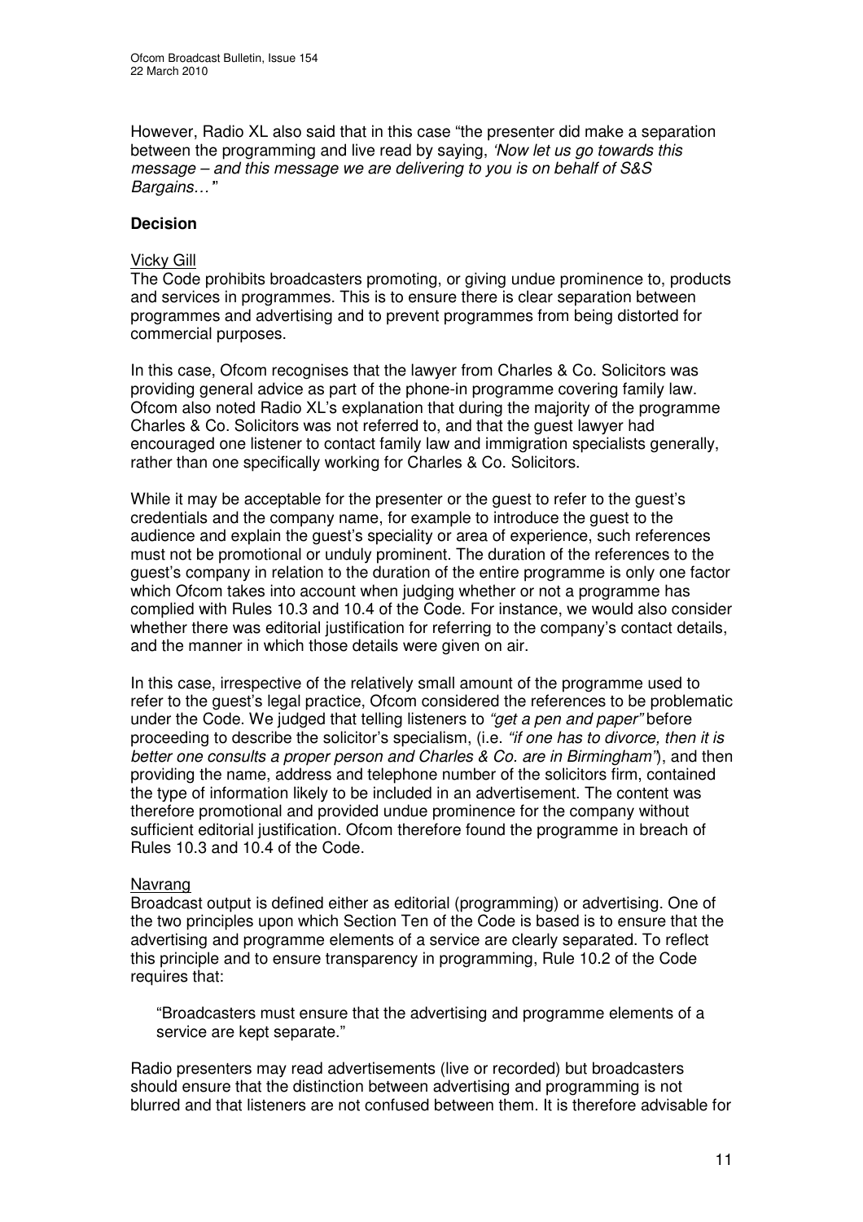However, Radio XL also said that in this case "the presenter did make a separation between the programming and live read by saying, *'Now let us go towards this message – and this message we are delivering to you is on behalf of S&S Bargains…'*"

**Decision**

Vicky Gill

The Code prohibits broadcasters promoting, or giving undue prominence to, products and services in programmes. This is to ensure there is clear separation between programmes and advertising and to prevent programmes from being distorted for commercial purposes.

In this case, Ofcom recognises that the lawyer from Charles & Co. Solicitors was providing general advice as part of the phone-in programme covering family law. Ofcom also noted Radio XL's explanation that during the majority of the programme Charles & Co. Solicitors was not referred to, and that the guest lawyer had encouraged one listener to contact family law and immigration specialists generally, rather than one specifically working for Charles & Co. Solicitors.

While it may be acceptable for the presenter or the guest to refer to the guest's credentials and the company name, for example to introduce the guest to the audience and explain the guest's speciality or area of experience, such references must not be promotional or unduly prominent. The duration of the references to the guest's company in relation to the duration of the entire programme is only one factor which Ofcom takes into account when judging whether or not a programme has complied with Rules 10.3 and 10.4 of the Code. For instance, we would also consider whether there was editorial justification for referring to the company's contact details, and the manner in which those details were given on air.

In this case, irrespective of the relatively small amount of the programme used to refer to the guest's legal practice, Ofcom considered the references to be problematic under the Code. We judged that telling listeners to *"get a pen and paper"* before proceeding to describe the solicitor's specialism, (i.e. *"if one has to divorce, then it is better one consults a proper person and Charles & Co. are in Birmingham"*), and then providing the name, address and telephone number of the solicitors firm, contained the type of information likely to be included in an advertisement. The content was therefore promotional and provided undue prominence for the company without sufficient editorial justification. Ofcom therefore found the programme in breach of Rules 10.3 and 10.4 of the Code.

Navrang

Broadcast output is defined either as editorial (programming) or advertising. One of the two principles upon which Section Ten of the Code is based is to ensure that the advertising and programme elements of a service are clearly separated. To reflect this principle and to ensure transparency in programming, Rule 10.2 of the Code requires that:

> "Broadcasters must ensure that the advertising and programme elements of a service are kept separate."

Radio presenters may read advertisements (live or recorded) but broadcasters should ensure that the distinction between advertising and programming is not blurred and that listeners are not confused between them. It is therefore advisable for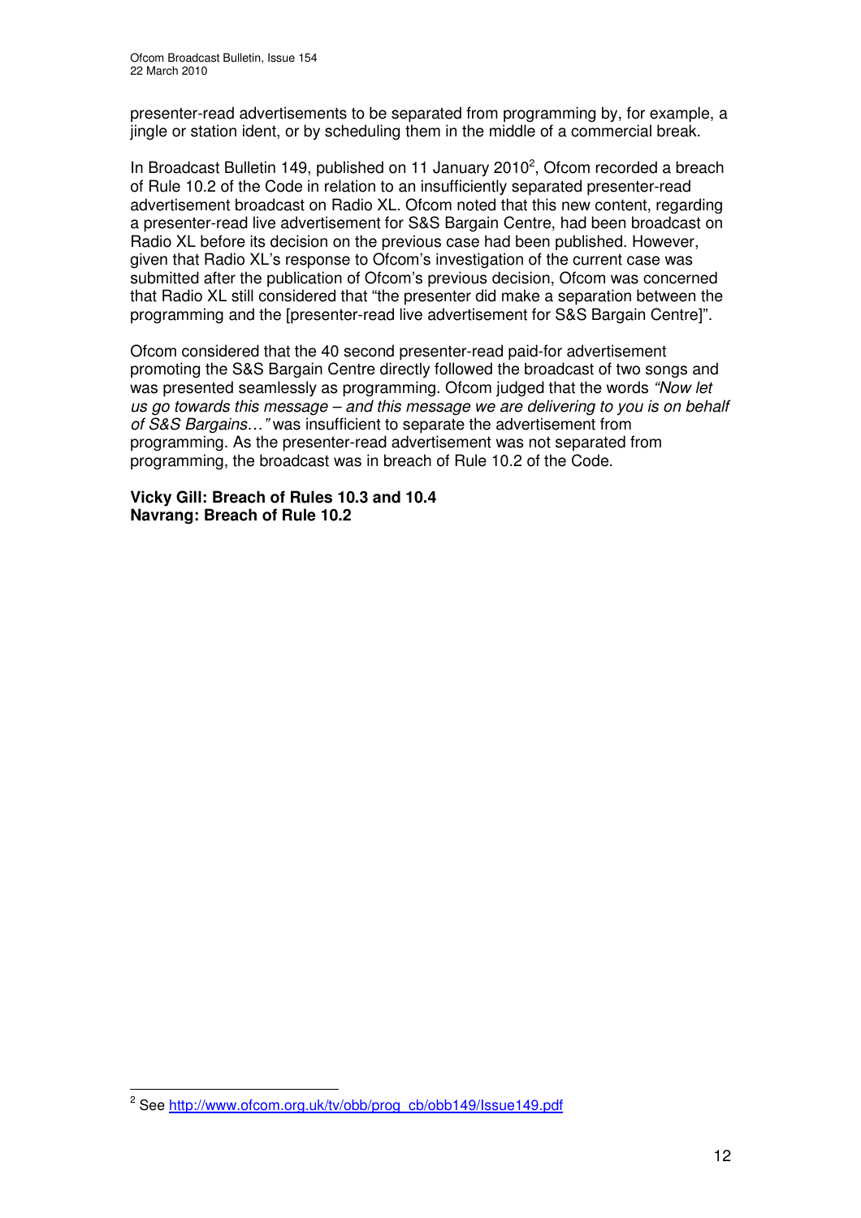presenter-read advertisements to be separated from programming by, for example, a jingle or station ident, or by scheduling them in the middle of a commercial break.

In Broadcast Bulletin 149, published on 11 January 2010[2], Ofcom recorded a breach of Rule 10.2 of the Code in relation to an insufficiently separated presenter-read advertisement broadcast on Radio XL. Ofcom noted that this new content, regarding a presenter-read live advertisement for S&S Bargain Centre, had been broadcast on Radio XL before its decision on the previous case had been published. However, given that Radio XL's response to Ofcom's investigation of the current case was submitted after the publication of Ofcom's previous decision, Ofcom was concerned that Radio XL still considered that "the presenter did make a separation between the programming and the [presenter-read live advertisement for S&S Bargain Centre]".

Ofcom considered that the 40 second presenter-read paid-for advertisement promoting the S&S Bargain Centre directly followed the broadcast of two songs and was presented seamlessly as programming. Ofcom judged that the words *"Now let us go towards this message – and this message we are delivering to you is on behalf of S&S Bargains…"* was insufficient to separate the advertisement from programming. As the presenter-read advertisement was not separated from programming, the broadcast was in breach of Rule 10.2 of the Code.

**Vicky Gill: Breach of Rules 10.3 and 10.4**
**Navrang: Breach of Rule 10.2**

[2] See http://www.ofcom.org.uk/tv/obb/prog_cb/obb149/Issue149.pdf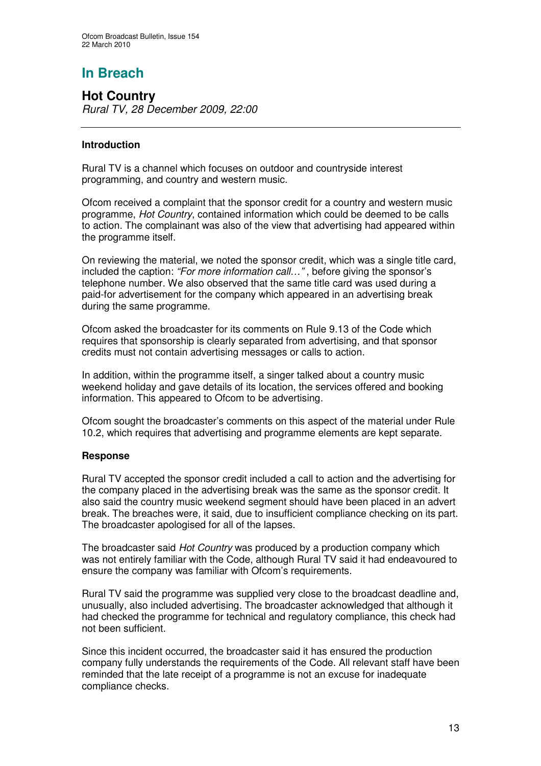# In Breach

## Hot Country

*Rural TV, 28 December 2009, 22:00*

### Introduction

Rural TV is a channel which focuses on outdoor and countryside interest programming, and country and western music.

Ofcom received a complaint that the sponsor credit for a country and western music programme, *Hot Country*, contained information which could be deemed to be calls to action. The complainant was also of the view that advertising had appeared within the programme itself.

On reviewing the material, we noted the sponsor credit, which was a single title card, included the caption: *"For more information call…"*, before giving the sponsor's telephone number. We also observed that the same title card was used during a paid-for advertisement for the company which appeared in an advertising break during the same programme.

Ofcom asked the broadcaster for its comments on Rule 9.13 of the Code which requires that sponsorship is clearly separated from advertising, and that sponsor credits must not contain advertising messages or calls to action.

In addition, within the programme itself, a singer talked about a country music weekend holiday and gave details of its location, the services offered and booking information. This appeared to Ofcom to be advertising.

Ofcom sought the broadcaster's comments on this aspect of the material under Rule 10.2, which requires that advertising and programme elements are kept separate.

### Response

Rural TV accepted the sponsor credit included a call to action and the advertising for the company placed in the advertising break was the same as the sponsor credit. It also said the country music weekend segment should have been placed in an advert break. The breaches were, it said, due to insufficient compliance checking on its part. The broadcaster apologised for all of the lapses.

The broadcaster said *Hot Country* was produced by a production company which was not entirely familiar with the Code, although Rural TV said it had endeavoured to ensure the company was familiar with Ofcom's requirements.

Rural TV said the programme was supplied very close to the broadcast deadline and, unusually, also included advertising. The broadcaster acknowledged that although it had checked the programme for technical and regulatory compliance, this check had not been sufficient.

Since this incident occurred, the broadcaster said it has ensured the production company fully understands the requirements of the Code. All relevant staff have been reminded that the late receipt of a programme is not an excuse for inadequate compliance checks.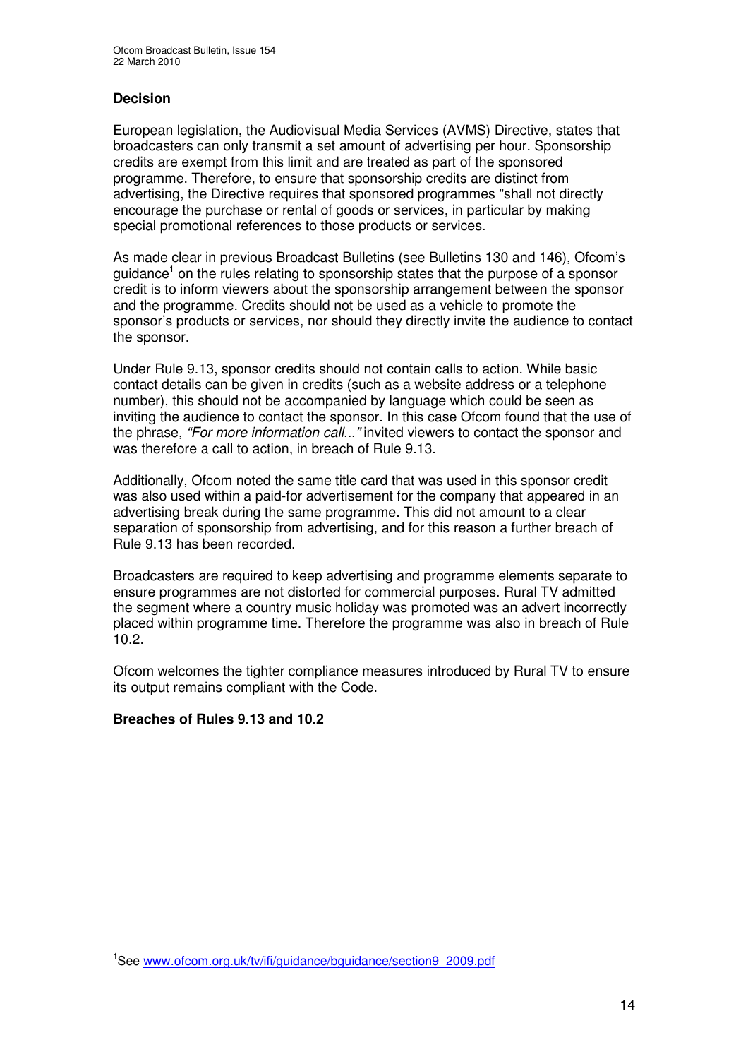## Decision

European legislation, the Audiovisual Media Services (AVMS) Directive, states that broadcasters can only transmit a set amount of advertising per hour. Sponsorship credits are exempt from this limit and are treated as part of the sponsored programme. Therefore, to ensure that sponsorship credits are distinct from advertising, the Directive requires that sponsored programmes "shall not directly encourage the purchase or rental of goods or services, in particular by making special promotional references to those products or services.

As made clear in previous Broadcast Bulletins (see Bulletins 130 and 146), Ofcom's guidance[1] on the rules relating to sponsorship states that the purpose of a sponsor credit is to inform viewers about the sponsorship arrangement between the sponsor and the programme. Credits should not be used as a vehicle to promote the sponsor's products or services, nor should they directly invite the audience to contact the sponsor.

Under Rule 9.13, sponsor credits should not contain calls to action. While basic contact details can be given in credits (such as a website address or a telephone number), this should not be accompanied by language which could be seen as inviting the audience to contact the sponsor. In this case Ofcom found that the use of the phrase, *"For more information call..."* invited viewers to contact the sponsor and was therefore a call to action, in breach of Rule 9.13.

Additionally, Ofcom noted the same title card that was used in this sponsor credit was also used within a paid-for advertisement for the company that appeared in an advertising break during the same programme. This did not amount to a clear separation of sponsorship from advertising, and for this reason a further breach of Rule 9.13 has been recorded.

Broadcasters are required to keep advertising and programme elements separate to ensure programmes are not distorted for commercial purposes. Rural TV admitted the segment where a country music holiday was promoted was an advert incorrectly placed within programme time. Therefore the programme was also in breach of Rule 10.2.

Ofcom welcomes the tighter compliance measures introduced by Rural TV to ensure its output remains compliant with the Code.

**Breaches of Rules 9.13 and 10.2**

[1] See www.ofcom.org.uk/tv/ifi/guidance/bguidance/section9_2009.pdf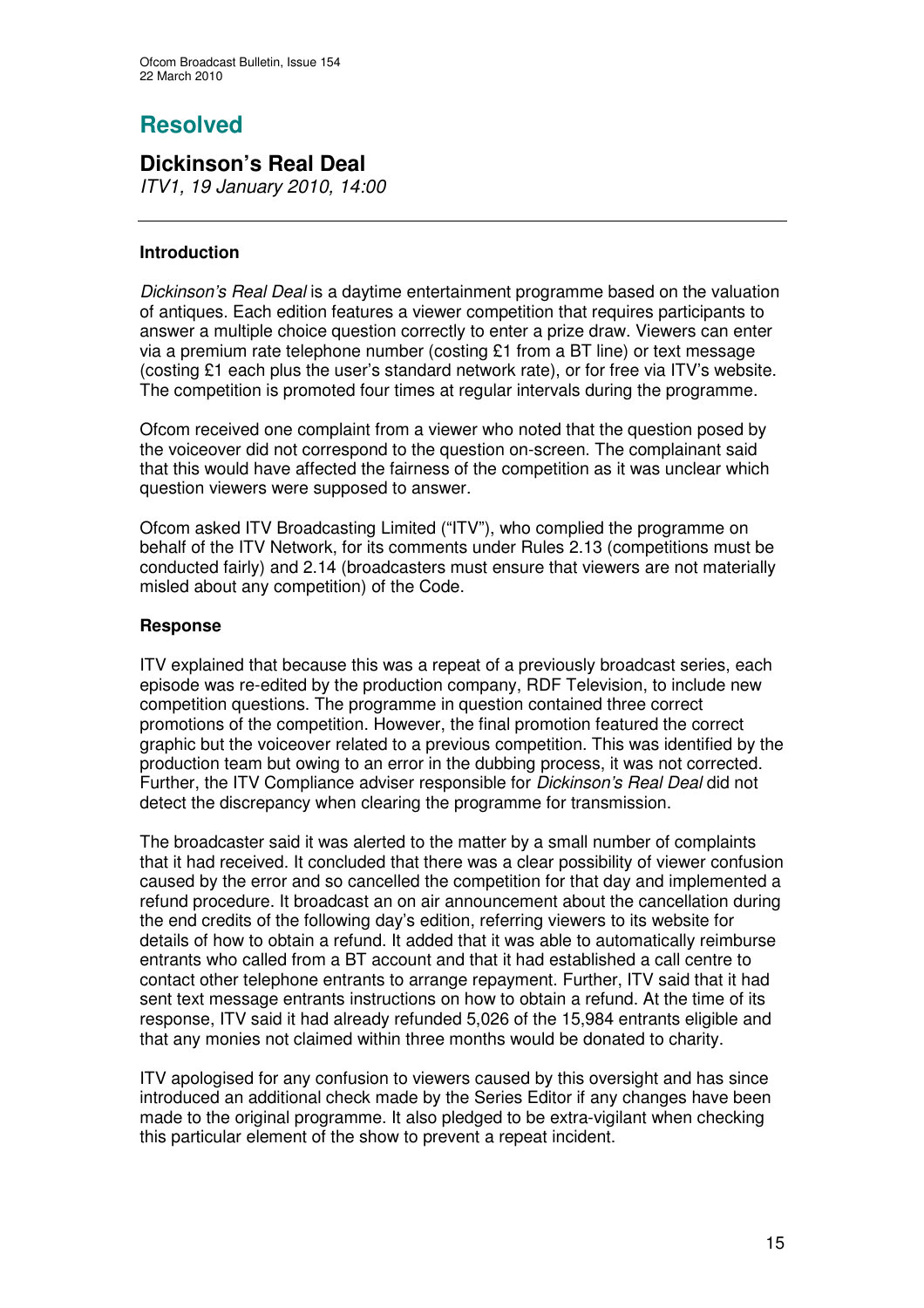# Resolved

## Dickinson's Real Deal

*ITV1, 19 January 2010, 14:00*

---

### Introduction

*Dickinson's Real Deal* is a daytime entertainment programme based on the valuation of antiques. Each edition features a viewer competition that requires participants to answer a multiple choice question correctly to enter a prize draw. Viewers can enter via a premium rate telephone number (costing £1 from a BT line) or text message (costing £1 each plus the user's standard network rate), or for free via ITV's website. The competition is promoted four times at regular intervals during the programme.

Ofcom received one complaint from a viewer who noted that the question posed by the voiceover did not correspond to the question on-screen. The complainant said that this would have affected the fairness of the competition as it was unclear which question viewers were supposed to answer.

Ofcom asked ITV Broadcasting Limited ("ITV"), who complied the programme on behalf of the ITV Network, for its comments under Rules 2.13 (competitions must be conducted fairly) and 2.14 (broadcasters must ensure that viewers are not materially misled about any competition) of the Code.

### Response

ITV explained that because this was a repeat of a previously broadcast series, each episode was re-edited by the production company, RDF Television, to include new competition questions. The programme in question contained three correct promotions of the competition. However, the final promotion featured the correct graphic but the voiceover related to a previous competition. This was identified by the production team but owing to an error in the dubbing process, it was not corrected. Further, the ITV Compliance adviser responsible for *Dickinson's Real Deal* did not detect the discrepancy when clearing the programme for transmission.

The broadcaster said it was alerted to the matter by a small number of complaints that it had received. It concluded that there was a clear possibility of viewer confusion caused by the error and so cancelled the competition for that day and implemented a refund procedure. It broadcast an on air announcement about the cancellation during the end credits of the following day's edition, referring viewers to its website for details of how to obtain a refund. It added that it was able to automatically reimburse entrants who called from a BT account and that it had established a call centre to contact other telephone entrants to arrange repayment. Further, ITV said that it had sent text message entrants instructions on how to obtain a refund. At the time of its response, ITV said it had already refunded 5,026 of the 15,984 entrants eligible and that any monies not claimed within three months would be donated to charity.

ITV apologised for any confusion to viewers caused by this oversight and has since introduced an additional check made by the Series Editor if any changes have been made to the original programme. It also pledged to be extra-vigilant when checking this particular element of the show to prevent a repeat incident.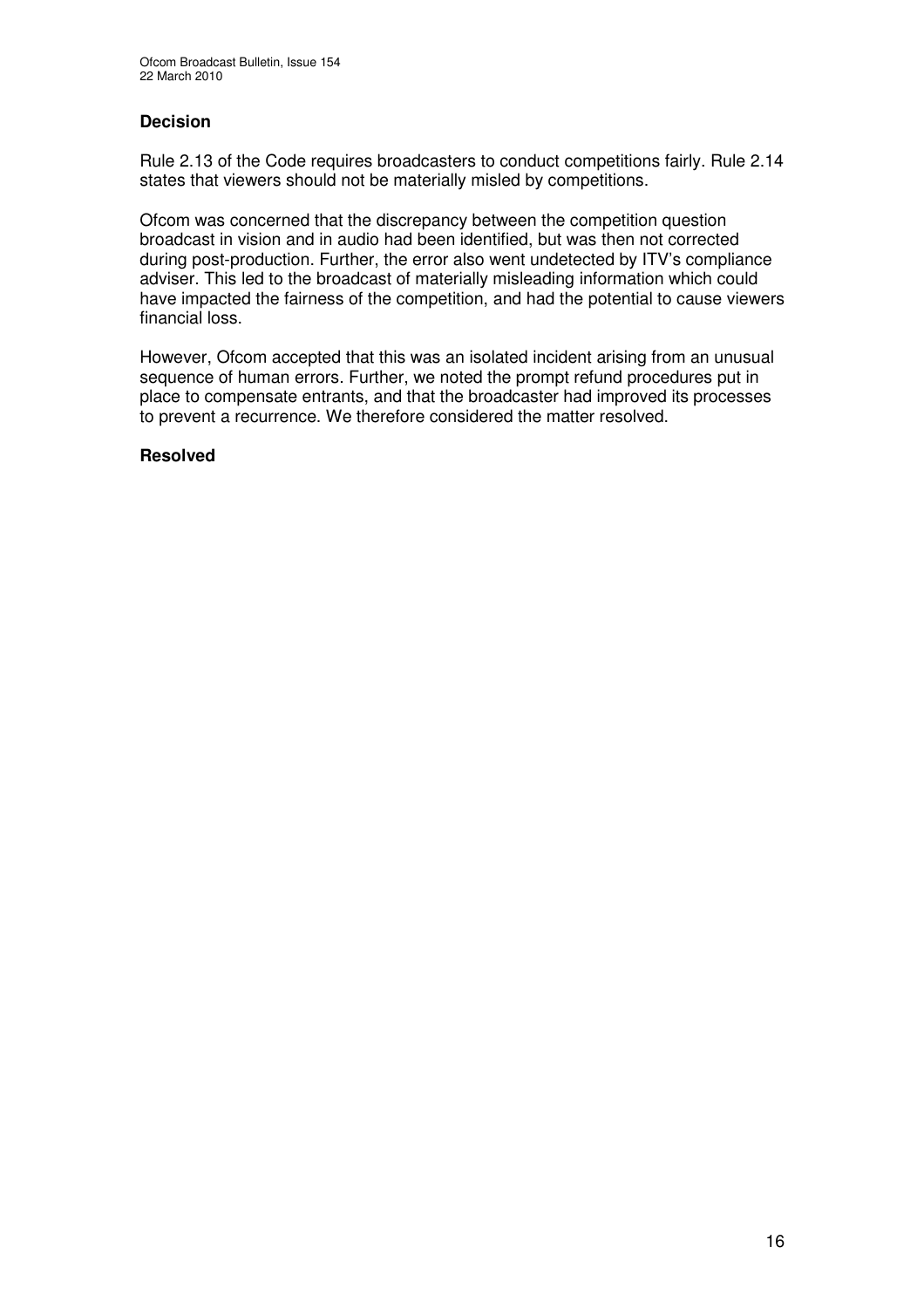### Decision

Rule 2.13 of the Code requires broadcasters to conduct competitions fairly. Rule 2.14 states that viewers should not be materially misled by competitions.

Ofcom was concerned that the discrepancy between the competition question broadcast in vision and in audio had been identified, but was then not corrected during post-production. Further, the error also went undetected by ITV's compliance adviser. This led to the broadcast of materially misleading information which could have impacted the fairness of the competition, and had the potential to cause viewers financial loss.

However, Ofcom accepted that this was an isolated incident arising from an unusual sequence of human errors. Further, we noted the prompt refund procedures put in place to compensate entrants, and that the broadcaster had improved its processes to prevent a recurrence. We therefore considered the matter resolved.

**Resolved**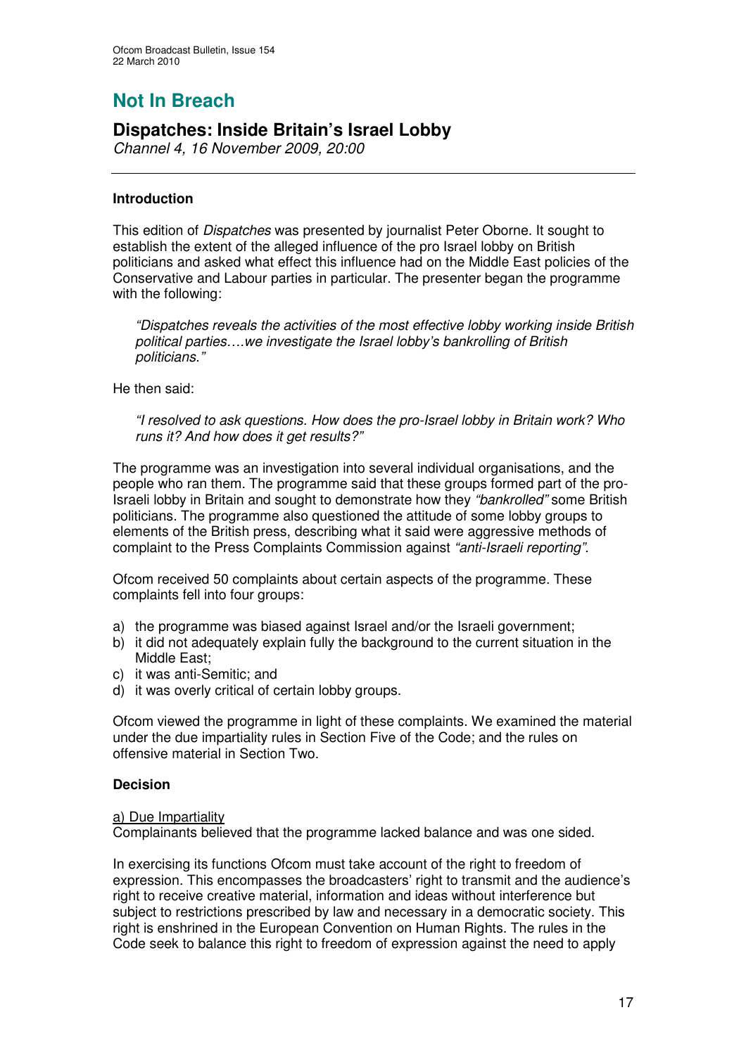# Not In Breach

## Dispatches: Inside Britain's Israel Lobby

*Channel 4, 16 November 2009, 20:00*

### Introduction

This edition of *Dispatches* was presented by journalist Peter Oborne. It sought to establish the extent of the alleged influence of the pro Israel lobby on British politicians and asked what effect this influence had on the Middle East policies of the Conservative and Labour parties in particular. The presenter began the programme with the following:

> *"Dispatches reveals the activities of the most effective lobby working inside British political parties….we investigate the Israel lobby's bankrolling of British politicians."*

He then said:

> *"I resolved to ask questions. How does the pro-Israel lobby in Britain work? Who runs it? And how does it get results?"*

The programme was an investigation into several individual organisations, and the people who ran them. The programme said that these groups formed part of the pro-Israeli lobby in Britain and sought to demonstrate how they *"bankrolled"* some British politicians. The programme also questioned the attitude of some lobby groups to elements of the British press, describing what it said were aggressive methods of complaint to the Press Complaints Commission against *"anti-Israeli reporting".*

Ofcom received 50 complaints about certain aspects of the programme. These complaints fell into four groups:

a) the programme was biased against Israel and/or the Israeli government;
b) it did not adequately explain fully the background to the current situation in the Middle East;
c) it was anti-Semitic; and
d) it was overly critical of certain lobby groups.

Ofcom viewed the programme in light of these complaints. We examined the material under the due impartiality rules in Section Five of the Code; and the rules on offensive material in Section Two.

### Decision

a) Due Impartiality

Complainants believed that the programme lacked balance and was one sided.

In exercising its functions Ofcom must take account of the right to freedom of expression. This encompasses the broadcasters' right to transmit and the audience's right to receive creative material, information and ideas without interference but subject to restrictions prescribed by law and necessary in a democratic society. This right is enshrined in the European Convention on Human Rights. The rules in the Code seek to balance this right to freedom of expression against the need to apply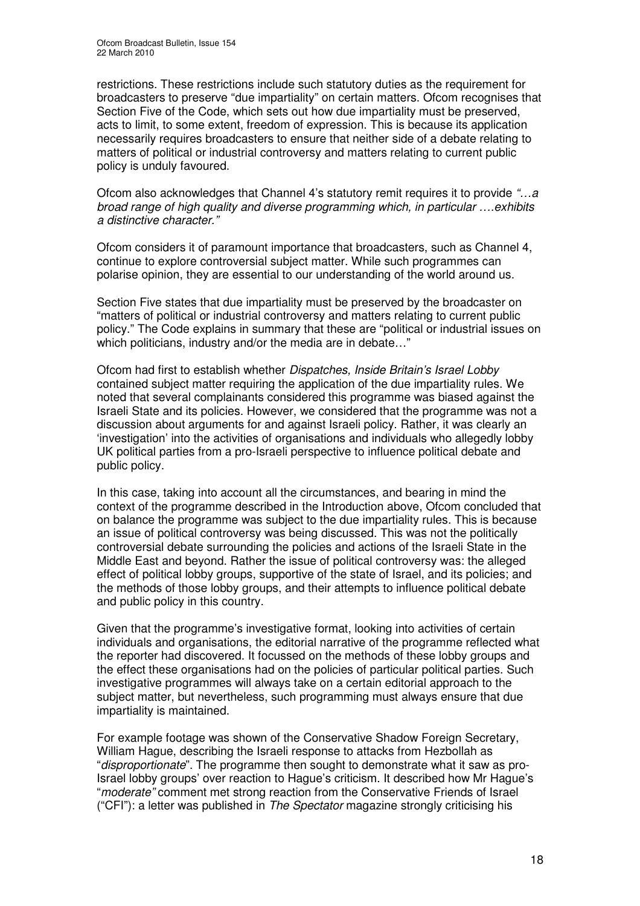restrictions. These restrictions include such statutory duties as the requirement for broadcasters to preserve "due impartiality" on certain matters. Ofcom recognises that Section Five of the Code, which sets out how due impartiality must be preserved, acts to limit, to some extent, freedom of expression. This is because its application necessarily requires broadcasters to ensure that neither side of a debate relating to matters of political or industrial controversy and matters relating to current public policy is unduly favoured.

Ofcom also acknowledges that Channel 4's statutory remit requires it to provide *"…a broad range of high quality and diverse programming which, in particular ….exhibits a distinctive character."*

Ofcom considers it of paramount importance that broadcasters, such as Channel 4, continue to explore controversial subject matter. While such programmes can polarise opinion, they are essential to our understanding of the world around us.

Section Five states that due impartiality must be preserved by the broadcaster on "matters of political or industrial controversy and matters relating to current public policy." The Code explains in summary that these are "political or industrial issues on which politicians, industry and/or the media are in debate…"

Ofcom had first to establish whether *Dispatches, Inside Britain's Israel Lobby* contained subject matter requiring the application of the due impartiality rules. We noted that several complainants considered this programme was biased against the Israeli State and its policies. However, we considered that the programme was not a discussion about arguments for and against Israeli policy. Rather, it was clearly an 'investigation' into the activities of organisations and individuals who allegedly lobby UK political parties from a pro-Israeli perspective to influence political debate and public policy.

In this case, taking into account all the circumstances, and bearing in mind the context of the programme described in the Introduction above, Ofcom concluded that on balance the programme was subject to the due impartiality rules. This is because an issue of political controversy was being discussed. This was not the politically controversial debate surrounding the policies and actions of the Israeli State in the Middle East and beyond. Rather the issue of political controversy was: the alleged effect of political lobby groups, supportive of the state of Israel, and its policies; and the methods of those lobby groups, and their attempts to influence political debate and public policy in this country.

Given that the programme's investigative format, looking into activities of certain individuals and organisations, the editorial narrative of the programme reflected what the reporter had discovered. It focussed on the methods of these lobby groups and the effect these organisations had on the policies of particular political parties. Such investigative programmes will always take on a certain editorial approach to the subject matter, but nevertheless, such programming must always ensure that due impartiality is maintained.

For example footage was shown of the Conservative Shadow Foreign Secretary, William Hague, describing the Israeli response to attacks from Hezbollah as "*disproportionate*". The programme then sought to demonstrate what it saw as pro-Israel lobby groups' over reaction to Hague's criticism. It described how Mr Hague's "*moderate"* comment met strong reaction from the Conservative Friends of Israel ("CFI"): a letter was published in *The Spectator* magazine strongly criticising his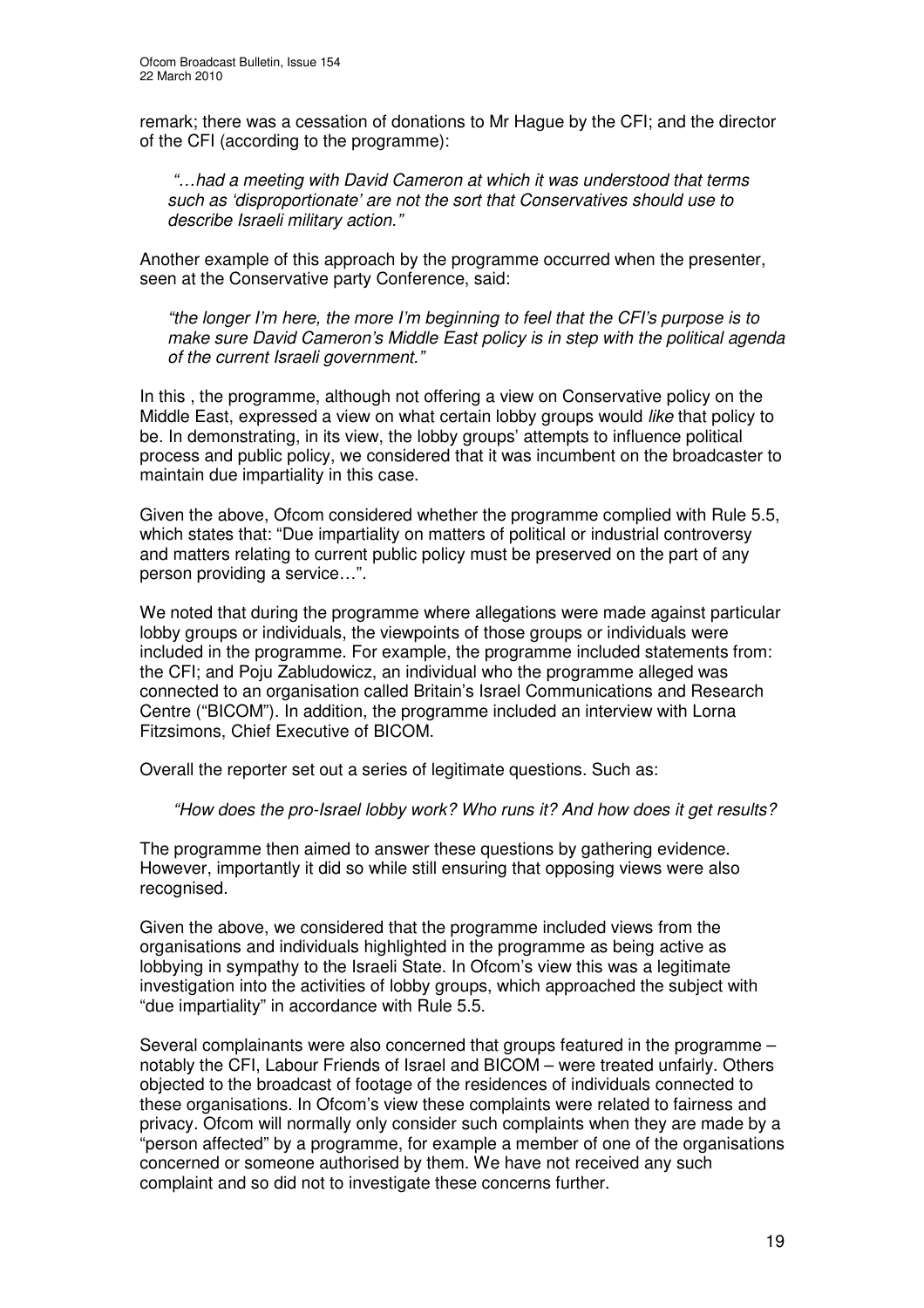remark; there was a cessation of donations to Mr Hague by the CFI; and the director of the CFI (according to the programme):

> *"…had a meeting with David Cameron at which it was understood that terms such as 'disproportionate' are not the sort that Conservatives should use to describe Israeli military action."*

Another example of this approach by the programme occurred when the presenter, seen at the Conservative party Conference, said:

> *"the longer I'm here, the more I'm beginning to feel that the CFI's purpose is to make sure David Cameron's Middle East policy is in step with the political agenda of the current Israeli government."*

In this , the programme, although not offering a view on Conservative policy on the Middle East, expressed a view on what certain lobby groups would *like* that policy to be. In demonstrating, in its view, the lobby groups' attempts to influence political process and public policy, we considered that it was incumbent on the broadcaster to maintain due impartiality in this case.

Given the above, Ofcom considered whether the programme complied with Rule 5.5, which states that: "Due impartiality on matters of political or industrial controversy and matters relating to current public policy must be preserved on the part of any person providing a service…".

We noted that during the programme where allegations were made against particular lobby groups or individuals, the viewpoints of those groups or individuals were included in the programme. For example, the programme included statements from: the CFI; and Poju Zabludowicz, an individual who the programme alleged was connected to an organisation called Britain's Israel Communications and Research Centre ("BICOM"). In addition, the programme included an interview with Lorna Fitzsimons, Chief Executive of BICOM.

Overall the reporter set out a series of legitimate questions. Such as:

> *"How does the pro-Israel lobby work? Who runs it? And how does it get results?*

The programme then aimed to answer these questions by gathering evidence. However, importantly it did so while still ensuring that opposing views were also recognised.

Given the above, we considered that the programme included views from the organisations and individuals highlighted in the programme as being active as lobbying in sympathy to the Israeli State. In Ofcom's view this was a legitimate investigation into the activities of lobby groups, which approached the subject with "due impartiality" in accordance with Rule 5.5.

Several complainants were also concerned that groups featured in the programme – notably the CFI, Labour Friends of Israel and BICOM – were treated unfairly. Others objected to the broadcast of footage of the residences of individuals connected to these organisations. In Ofcom's view these complaints were related to fairness and privacy. Ofcom will normally only consider such complaints when they are made by a "person affected" by a programme, for example a member of one of the organisations concerned or someone authorised by them. We have not received any such complaint and so did not to investigate these concerns further.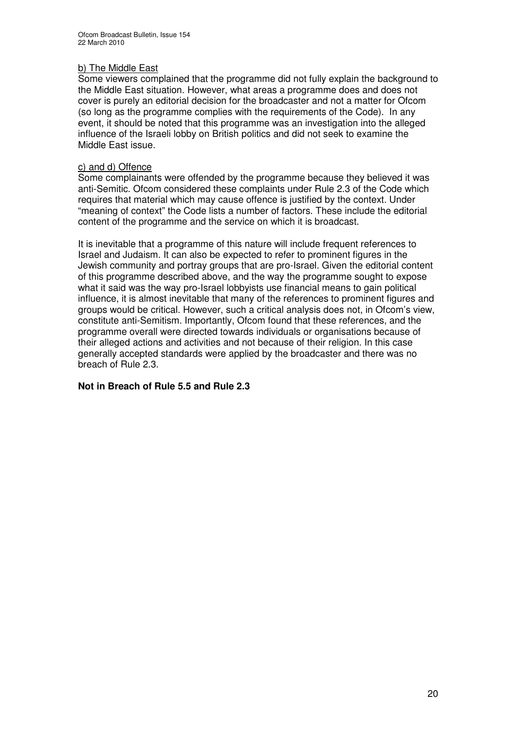b) The Middle East

Some viewers complained that the programme did not fully explain the background to the Middle East situation. However, what areas a programme does and does not cover is purely an editorial decision for the broadcaster and not a matter for Ofcom (so long as the programme complies with the requirements of the Code). In any event, it should be noted that this programme was an investigation into the alleged influence of the Israeli lobby on British politics and did not seek to examine the Middle East issue.

c) and d) Offence

Some complainants were offended by the programme because they believed it was anti-Semitic. Ofcom considered these complaints under Rule 2.3 of the Code which requires that material which may cause offence is justified by the context. Under "meaning of context" the Code lists a number of factors. These include the editorial content of the programme and the service on which it is broadcast.

It is inevitable that a programme of this nature will include frequent references to Israel and Judaism. It can also be expected to refer to prominent figures in the Jewish community and portray groups that are pro-Israel. Given the editorial content of this programme described above, and the way the programme sought to expose what it said was the way pro-Israel lobbyists use financial means to gain political influence, it is almost inevitable that many of the references to prominent figures and groups would be critical. However, such a critical analysis does not, in Ofcom's view, constitute anti-Semitism. Importantly, Ofcom found that these references, and the programme overall were directed towards individuals or organisations because of their alleged actions and activities and not because of their religion. In this case generally accepted standards were applied by the broadcaster and there was no breach of Rule 2.3.

**Not in Breach of Rule 5.5 and Rule 2.3**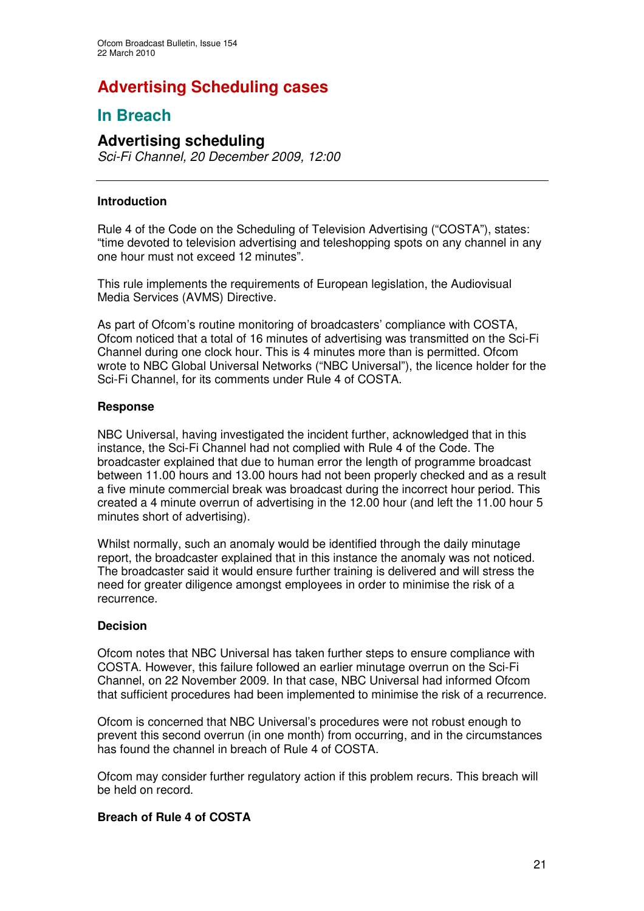# Advertising Scheduling cases

## In Breach

### Advertising scheduling

*Sci-Fi Channel, 20 December 2009, 12:00*

---

**Introduction**

Rule 4 of the Code on the Scheduling of Television Advertising ("COSTA"), states: "time devoted to television advertising and teleshopping spots on any channel in any one hour must not exceed 12 minutes".

This rule implements the requirements of European legislation, the Audiovisual Media Services (AVMS) Directive.

As part of Ofcom's routine monitoring of broadcasters' compliance with COSTA, Ofcom noticed that a total of 16 minutes of advertising was transmitted on the Sci-Fi Channel during one clock hour. This is 4 minutes more than is permitted. Ofcom wrote to NBC Global Universal Networks ("NBC Universal"), the licence holder for the Sci-Fi Channel, for its comments under Rule 4 of COSTA.

**Response**

NBC Universal, having investigated the incident further, acknowledged that in this instance, the Sci-Fi Channel had not complied with Rule 4 of the Code. The broadcaster explained that due to human error the length of programme broadcast between 11.00 hours and 13.00 hours had not been properly checked and as a result a five minute commercial break was broadcast during the incorrect hour period. This created a 4 minute overrun of advertising in the 12.00 hour (and left the 11.00 hour 5 minutes short of advertising).

Whilst normally, such an anomaly would be identified through the daily minutage report, the broadcaster explained that in this instance the anomaly was not noticed. The broadcaster said it would ensure further training is delivered and will stress the need for greater diligence amongst employees in order to minimise the risk of a recurrence.

**Decision**

Ofcom notes that NBC Universal has taken further steps to ensure compliance with COSTA. However, this failure followed an earlier minutage overrun on the Sci-Fi Channel, on 22 November 2009. In that case, NBC Universal had informed Ofcom that sufficient procedures had been implemented to minimise the risk of a recurrence.

Ofcom is concerned that NBC Universal's procedures were not robust enough to prevent this second overrun (in one month) from occurring, and in the circumstances has found the channel in breach of Rule 4 of COSTA.

Ofcom may consider further regulatory action if this problem recurs. This breach will be held on record.

**Breach of Rule 4 of COSTA**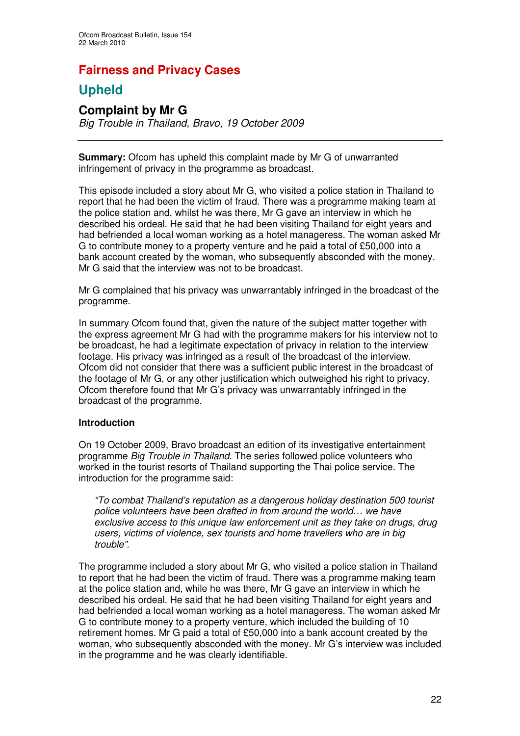# Fairness and Privacy Cases

## Upheld

### Complaint by Mr G

*Big Trouble in Thailand, Bravo, 19 October 2009*

---

**Summary:** Ofcom has upheld this complaint made by Mr G of unwarranted infringement of privacy in the programme as broadcast.

This episode included a story about Mr G, who visited a police station in Thailand to report that he had been the victim of fraud. There was a programme making team at the police station and, whilst he was there, Mr G gave an interview in which he described his ordeal. He said that he had been visiting Thailand for eight years and had befriended a local woman working as a hotel manageress. The woman asked Mr G to contribute money to a property venture and he paid a total of £50,000 into a bank account created by the woman, who subsequently absconded with the money. Mr G said that the interview was not to be broadcast.

Mr G complained that his privacy was unwarrantably infringed in the broadcast of the programme.

In summary Ofcom found that, given the nature of the subject matter together with the express agreement Mr G had with the programme makers for his interview not to be broadcast, he had a legitimate expectation of privacy in relation to the interview footage. His privacy was infringed as a result of the broadcast of the interview. Ofcom did not consider that there was a sufficient public interest in the broadcast of the footage of Mr G, or any other justification which outweighed his right to privacy. Ofcom therefore found that Mr G's privacy was unwarrantably infringed in the broadcast of the programme.

**Introduction**

On 19 October 2009, Bravo broadcast an edition of its investigative entertainment programme *Big Trouble in Thailand*. The series followed police volunteers who worked in the tourist resorts of Thailand supporting the Thai police service. The introduction for the programme said:

> *"To combat Thailand's reputation as a dangerous holiday destination 500 tourist police volunteers have been drafted in from around the world… we have exclusive access to this unique law enforcement unit as they take on drugs, drug users, victims of violence, sex tourists and home travellers who are in big trouble".*

The programme included a story about Mr G, who visited a police station in Thailand to report that he had been the victim of fraud. There was a programme making team at the police station and, while he was there, Mr G gave an interview in which he described his ordeal. He said that he had been visiting Thailand for eight years and had befriended a local woman working as a hotel manageress. The woman asked Mr G to contribute money to a property venture, which included the building of 10 retirement homes. Mr G paid a total of £50,000 into a bank account created by the woman, who subsequently absconded with the money. Mr G's interview was included in the programme and he was clearly identifiable.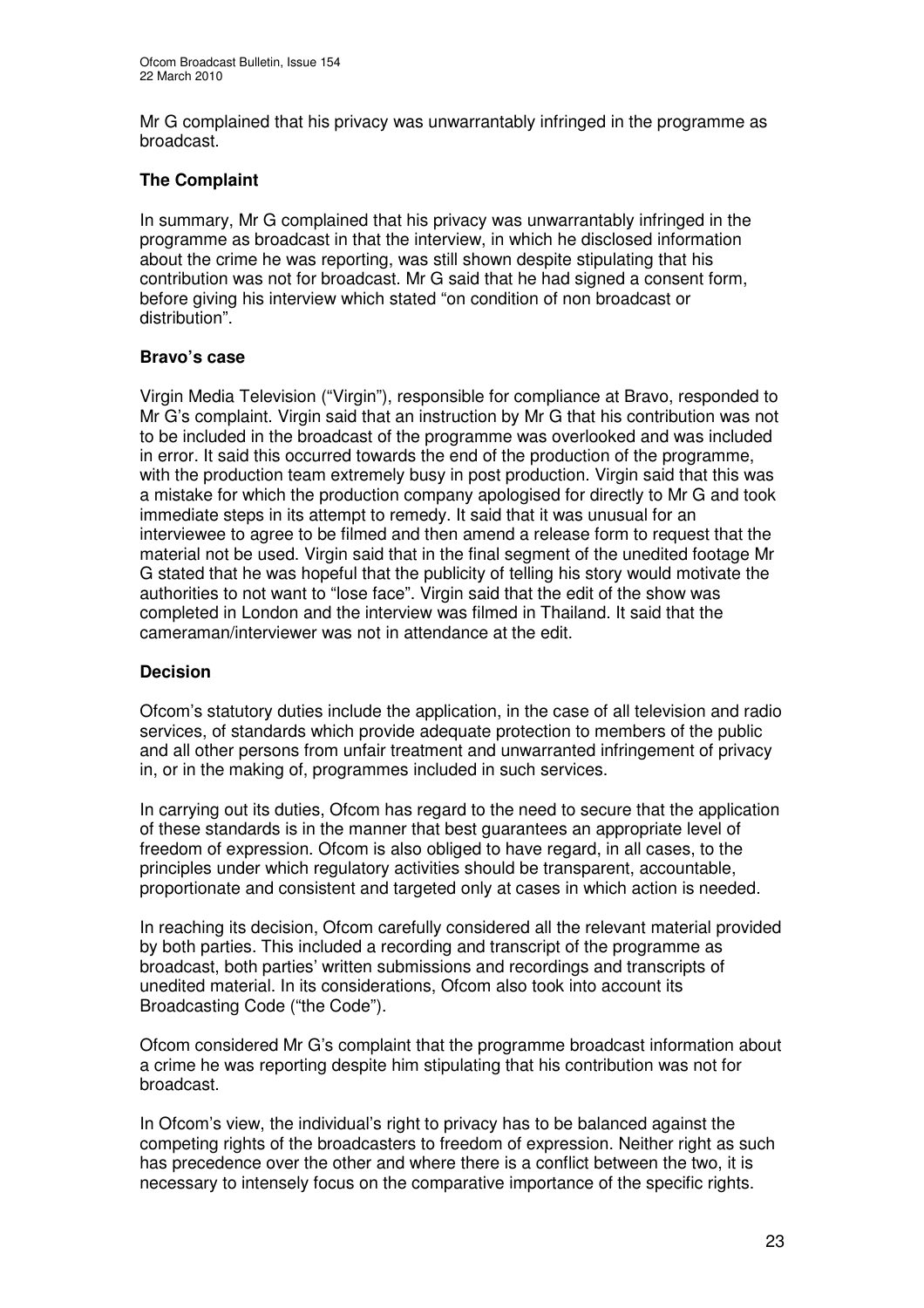Mr G complained that his privacy was unwarrantably infringed in the programme as broadcast.

### The Complaint

In summary, Mr G complained that his privacy was unwarrantably infringed in the programme as broadcast in that the interview, in which he disclosed information about the crime he was reporting, was still shown despite stipulating that his contribution was not for broadcast. Mr G said that he had signed a consent form, before giving his interview which stated "on condition of non broadcast or distribution".

### Bravo's case

Virgin Media Television ("Virgin"), responsible for compliance at Bravo, responded to Mr G's complaint. Virgin said that an instruction by Mr G that his contribution was not to be included in the broadcast of the programme was overlooked and was included in error. It said this occurred towards the end of the production of the programme, with the production team extremely busy in post production. Virgin said that this was a mistake for which the production company apologised for directly to Mr G and took immediate steps in its attempt to remedy. It said that it was unusual for an interviewee to agree to be filmed and then amend a release form to request that the material not be used. Virgin said that in the final segment of the unedited footage Mr G stated that he was hopeful that the publicity of telling his story would motivate the authorities to not want to "lose face". Virgin said that the edit of the show was completed in London and the interview was filmed in Thailand. It said that the cameraman/interviewer was not in attendance at the edit.

### Decision

Ofcom's statutory duties include the application, in the case of all television and radio services, of standards which provide adequate protection to members of the public and all other persons from unfair treatment and unwarranted infringement of privacy in, or in the making of, programmes included in such services.

In carrying out its duties, Ofcom has regard to the need to secure that the application of these standards is in the manner that best guarantees an appropriate level of freedom of expression. Ofcom is also obliged to have regard, in all cases, to the principles under which regulatory activities should be transparent, accountable, proportionate and consistent and targeted only at cases in which action is needed.

In reaching its decision, Ofcom carefully considered all the relevant material provided by both parties. This included a recording and transcript of the programme as broadcast, both parties' written submissions and recordings and transcripts of unedited material. In its considerations, Ofcom also took into account its Broadcasting Code ("the Code").

Ofcom considered Mr G's complaint that the programme broadcast information about a crime he was reporting despite him stipulating that his contribution was not for broadcast.

In Ofcom's view, the individual's right to privacy has to be balanced against the competing rights of the broadcasters to freedom of expression. Neither right as such has precedence over the other and where there is a conflict between the two, it is necessary to intensely focus on the comparative importance of the specific rights.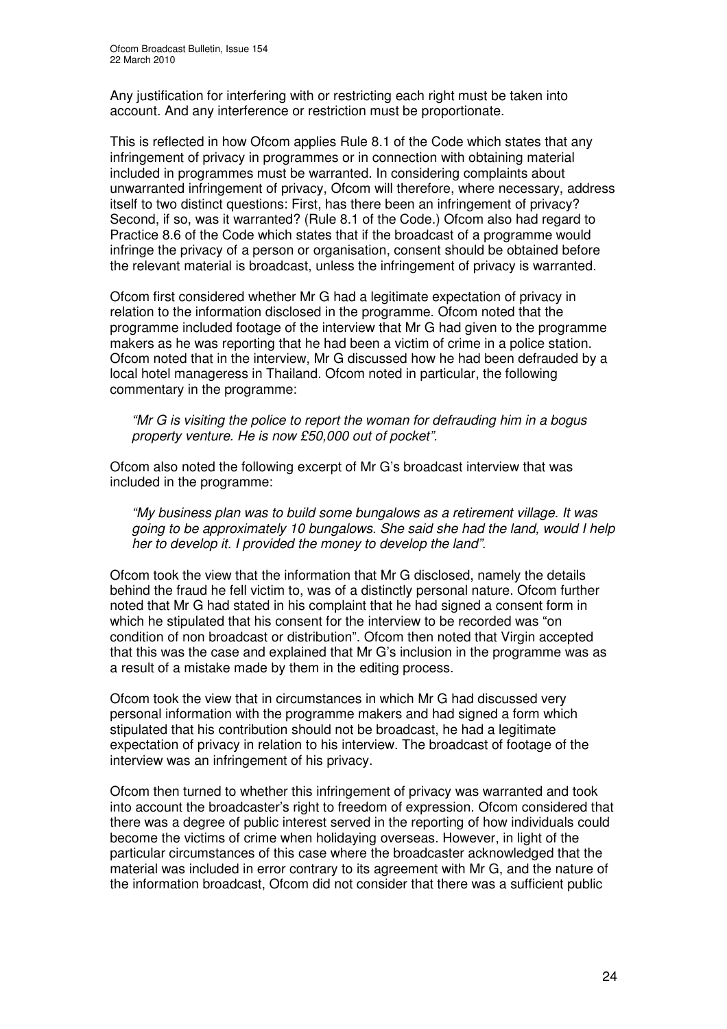Any justification for interfering with or restricting each right must be taken into account. And any interference or restriction must be proportionate.

This is reflected in how Ofcom applies Rule 8.1 of the Code which states that any infringement of privacy in programmes or in connection with obtaining material included in programmes must be warranted. In considering complaints about unwarranted infringement of privacy, Ofcom will therefore, where necessary, address itself to two distinct questions: First, has there been an infringement of privacy? Second, if so, was it warranted? (Rule 8.1 of the Code.) Ofcom also had regard to Practice 8.6 of the Code which states that if the broadcast of a programme would infringe the privacy of a person or organisation, consent should be obtained before the relevant material is broadcast, unless the infringement of privacy is warranted.

Ofcom first considered whether Mr G had a legitimate expectation of privacy in relation to the information disclosed in the programme. Ofcom noted that the programme included footage of the interview that Mr G had given to the programme makers as he was reporting that he had been a victim of crime in a police station. Ofcom noted that in the interview, Mr G discussed how he had been defrauded by a local hotel manageress in Thailand. Ofcom noted in particular, the following commentary in the programme:

> *"Mr G is visiting the police to report the woman for defrauding him in a bogus property venture. He is now £50,000 out of pocket".*

Ofcom also noted the following excerpt of Mr G's broadcast interview that was included in the programme:

> *"My business plan was to build some bungalows as a retirement village. It was going to be approximately 10 bungalows. She said she had the land, would I help her to develop it. I provided the money to develop the land".*

Ofcom took the view that the information that Mr G disclosed, namely the details behind the fraud he fell victim to, was of a distinctly personal nature. Ofcom further noted that Mr G had stated in his complaint that he had signed a consent form in which he stipulated that his consent for the interview to be recorded was "on condition of non broadcast or distribution". Ofcom then noted that Virgin accepted that this was the case and explained that Mr G's inclusion in the programme was as a result of a mistake made by them in the editing process.

Ofcom took the view that in circumstances in which Mr G had discussed very personal information with the programme makers and had signed a form which stipulated that his contribution should not be broadcast, he had a legitimate expectation of privacy in relation to his interview. The broadcast of footage of the interview was an infringement of his privacy.

Ofcom then turned to whether this infringement of privacy was warranted and took into account the broadcaster's right to freedom of expression. Ofcom considered that there was a degree of public interest served in the reporting of how individuals could become the victims of crime when holidaying overseas. However, in light of the particular circumstances of this case where the broadcaster acknowledged that the material was included in error contrary to its agreement with Mr G, and the nature of the information broadcast, Ofcom did not consider that there was a sufficient public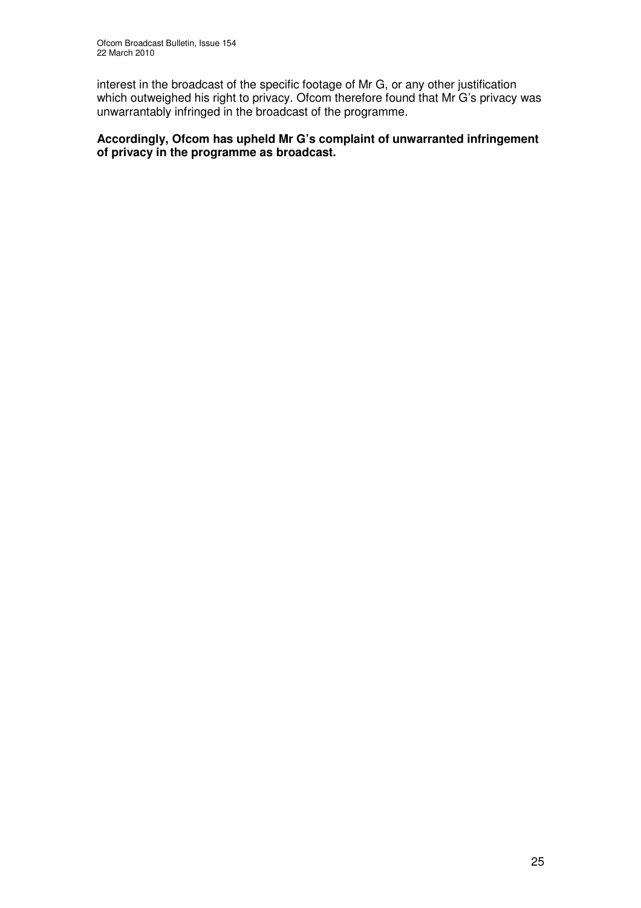interest in the broadcast of the specific footage of Mr G, or any other justification which outweighed his right to privacy. Ofcom therefore found that Mr G's privacy was unwarrantably infringed in the broadcast of the programme.

**Accordingly, Ofcom has upheld Mr G's complaint of unwarranted infringement of privacy in the programme as broadcast.**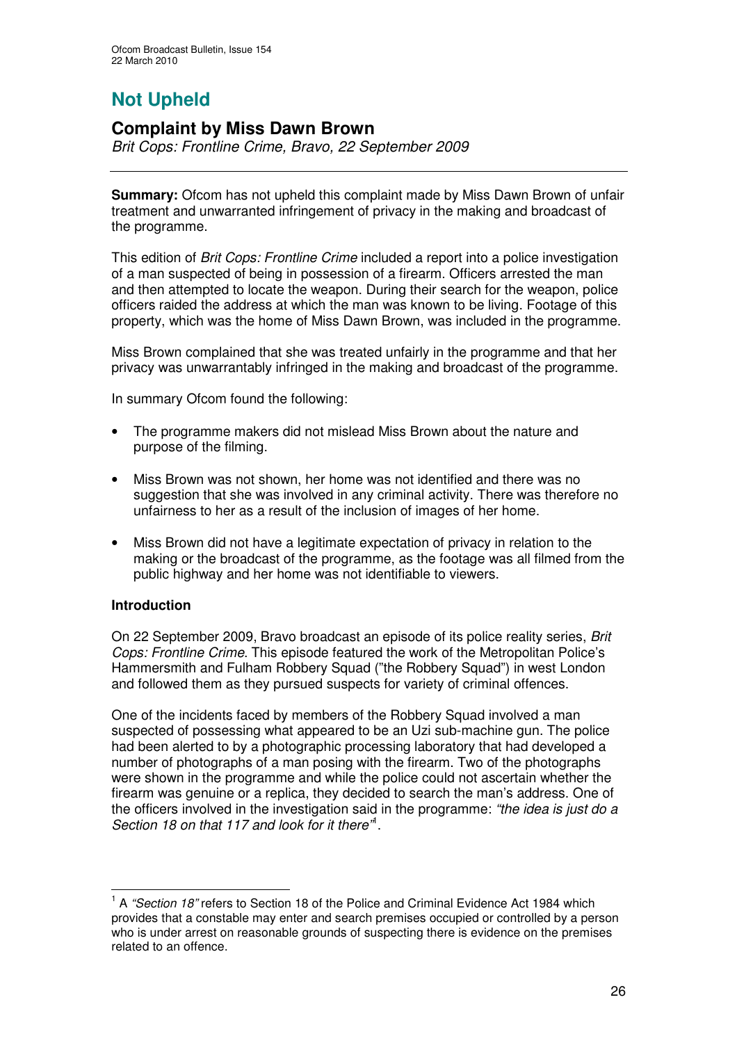# Not Upheld

## Complaint by Miss Dawn Brown

*Brit Cops: Frontline Crime, Bravo, 22 September 2009*

**Summary:** Ofcom has not upheld this complaint made by Miss Dawn Brown of unfair treatment and unwarranted infringement of privacy in the making and broadcast of the programme.

This edition of *Brit Cops: Frontline Crime* included a report into a police investigation of a man suspected of being in possession of a firearm. Officers arrested the man and then attempted to locate the weapon. During their search for the weapon, police officers raided the address at which the man was known to be living. Footage of this property, which was the home of Miss Dawn Brown, was included in the programme.

Miss Brown complained that she was treated unfairly in the programme and that her privacy was unwarrantably infringed in the making and broadcast of the programme.

In summary Ofcom found the following:

- The programme makers did not mislead Miss Brown about the nature and purpose of the filming.
- Miss Brown was not shown, her home was not identified and there was no suggestion that she was involved in any criminal activity. There was therefore no unfairness to her as a result of the inclusion of images of her home.
- Miss Brown did not have a legitimate expectation of privacy in relation to the making or the broadcast of the programme, as the footage was all filmed from the public highway and her home was not identifiable to viewers.

**Introduction**

On 22 September 2009, Bravo broadcast an episode of its police reality series, *Brit Cops: Frontline Crime*. This episode featured the work of the Metropolitan Police's Hammersmith and Fulham Robbery Squad ("the Robbery Squad") in west London and followed them as they pursued suspects for variety of criminal offences.

One of the incidents faced by members of the Robbery Squad involved a man suspected of possessing what appeared to be an Uzi sub-machine gun. The police had been alerted to by a photographic processing laboratory that had developed a number of photographs of a man posing with the firearm. Two of the photographs were shown in the programme and while the police could not ascertain whether the firearm was genuine or a replica, they decided to search the man's address. One of the officers involved in the investigation said in the programme: *"the idea is just do a Section 18 on that 117 and look for it there"*[1].

[1] A *"Section 18"* refers to Section 18 of the Police and Criminal Evidence Act 1984 which provides that a constable may enter and search premises occupied or controlled by a person who is under arrest on reasonable grounds of suspecting there is evidence on the premises related to an offence.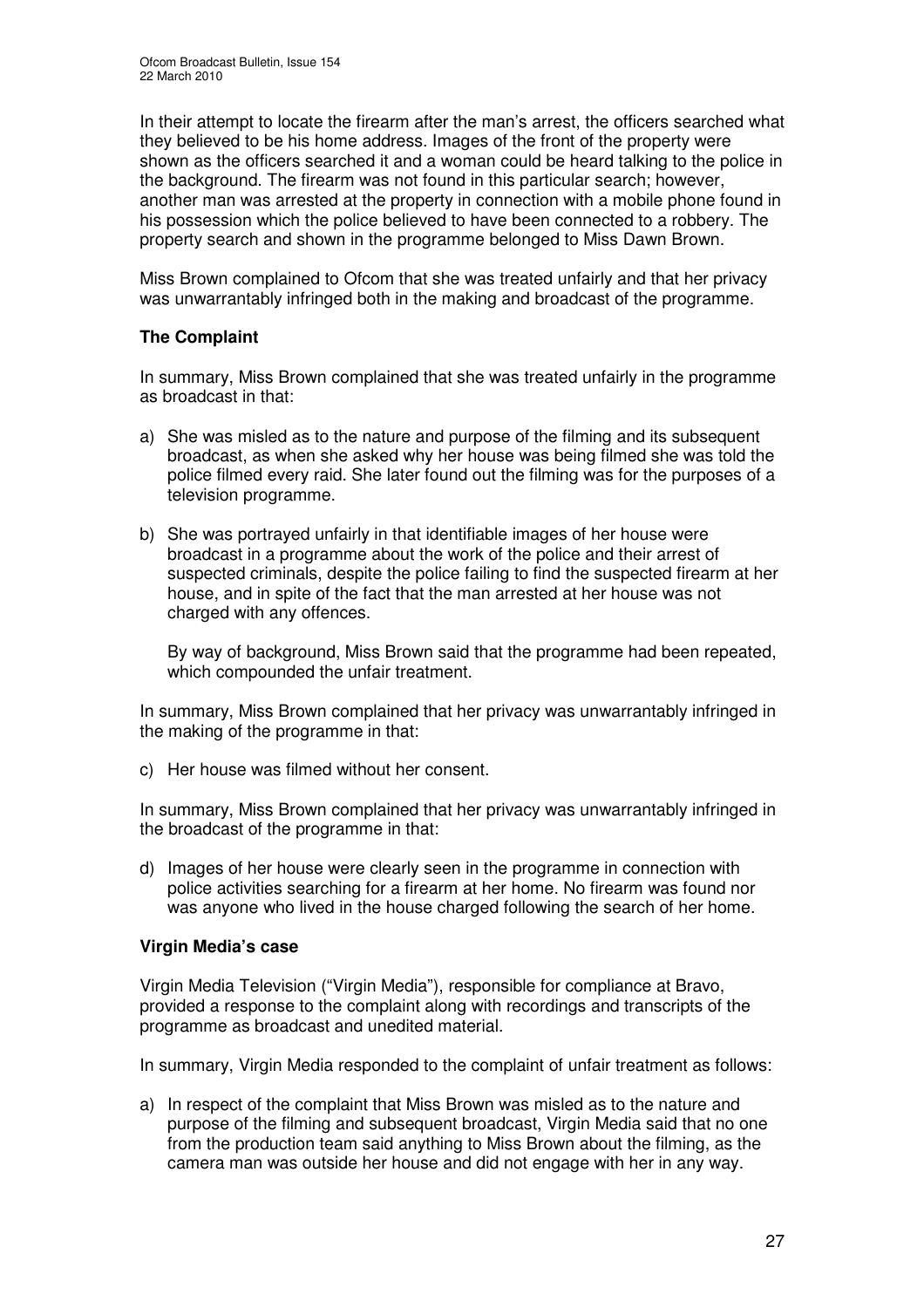In their attempt to locate the firearm after the man's arrest, the officers searched what they believed to be his home address. Images of the front of the property were shown as the officers searched it and a woman could be heard talking to the police in the background. The firearm was not found in this particular search; however, another man was arrested at the property in connection with a mobile phone found in his possession which the police believed to have been connected to a robbery. The property search and shown in the programme belonged to Miss Dawn Brown.

Miss Brown complained to Ofcom that she was treated unfairly and that her privacy was unwarrantably infringed both in the making and broadcast of the programme.

**The Complaint**

In summary, Miss Brown complained that she was treated unfairly in the programme as broadcast in that:

a) She was misled as to the nature and purpose of the filming and its subsequent broadcast, as when she asked why her house was being filmed she was told the police filmed every raid. She later found out the filming was for the purposes of a television programme.

b) She was portrayed unfairly in that identifiable images of her house were broadcast in a programme about the work of the police and their arrest of suspected criminals, despite the police failing to find the suspected firearm at her house, and in spite of the fact that the man arrested at her house was not charged with any offences.

   By way of background, Miss Brown said that the programme had been repeated, which compounded the unfair treatment.

In summary, Miss Brown complained that her privacy was unwarrantably infringed in the making of the programme in that:

c) Her house was filmed without her consent.

In summary, Miss Brown complained that her privacy was unwarrantably infringed in the broadcast of the programme in that:

d) Images of her house were clearly seen in the programme in connection with police activities searching for a firearm at her home. No firearm was found nor was anyone who lived in the house charged following the search of her home.

**Virgin Media's case**

Virgin Media Television ("Virgin Media"), responsible for compliance at Bravo, provided a response to the complaint along with recordings and transcripts of the programme as broadcast and unedited material.

In summary, Virgin Media responded to the complaint of unfair treatment as follows:

a) In respect of the complaint that Miss Brown was misled as to the nature and purpose of the filming and subsequent broadcast, Virgin Media said that no one from the production team said anything to Miss Brown about the filming, as the camera man was outside her house and did not engage with her in any way.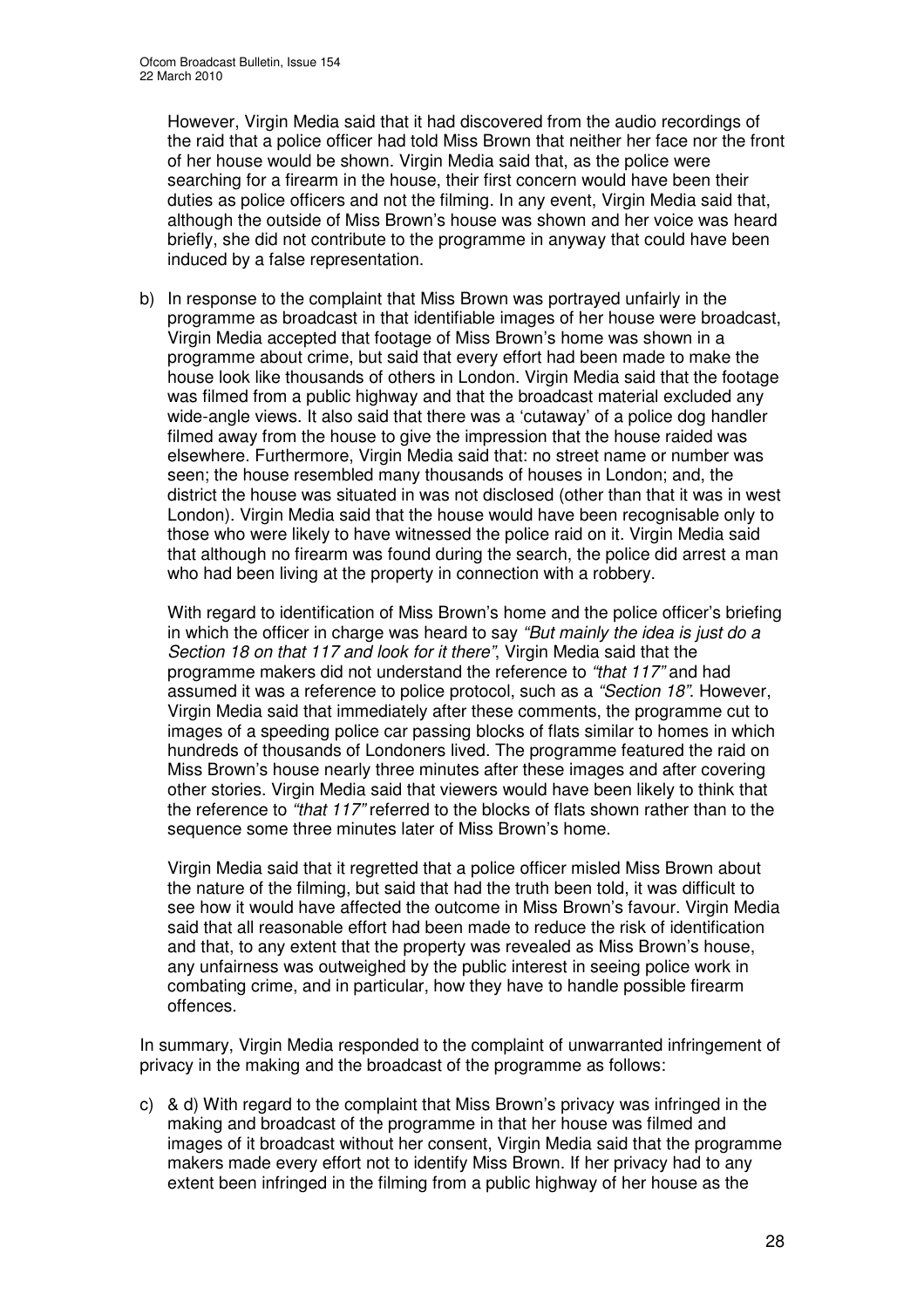However, Virgin Media said that it had discovered from the audio recordings of the raid that a police officer had told Miss Brown that neither her face nor the front of her house would be shown. Virgin Media said that, as the police were searching for a firearm in the house, their first concern would have been their duties as police officers and not the filming. In any event, Virgin Media said that, although the outside of Miss Brown's house was shown and her voice was heard briefly, she did not contribute to the programme in anyway that could have been induced by a false representation.

b) In response to the complaint that Miss Brown was portrayed unfairly in the programme as broadcast in that identifiable images of her house were broadcast, Virgin Media accepted that footage of Miss Brown's home was shown in a programme about crime, but said that every effort had been made to make the house look like thousands of others in London. Virgin Media said that the footage was filmed from a public highway and that the broadcast material excluded any wide-angle views. It also said that there was a 'cutaway' of a police dog handler filmed away from the house to give the impression that the house raided was elsewhere. Furthermore, Virgin Media said that: no street name or number was seen; the house resembled many thousands of houses in London; and, the district the house was situated in was not disclosed (other than that it was in west London). Virgin Media said that the house would have been recognisable only to those who were likely to have witnessed the police raid on it. Virgin Media said that although no firearm was found during the search, the police did arrest a man who had been living at the property in connection with a robbery.

   With regard to identification of Miss Brown's home and the police officer's briefing in which the officer in charge was heard to say *"But mainly the idea is just do a Section 18 on that 117 and look for it there"*, Virgin Media said that the programme makers did not understand the reference to *"that 117"* and had assumed it was a reference to police protocol, such as a *"Section 18"*. However, Virgin Media said that immediately after these comments, the programme cut to images of a speeding police car passing blocks of flats similar to homes in which hundreds of thousands of Londoners lived. The programme featured the raid on Miss Brown's house nearly three minutes after these images and after covering other stories. Virgin Media said that viewers would have been likely to think that the reference to *"that 117"* referred to the blocks of flats shown rather than to the sequence some three minutes later of Miss Brown's home.

   Virgin Media said that it regretted that a police officer misled Miss Brown about the nature of the filming, but said that had the truth been told, it was difficult to see how it would have affected the outcome in Miss Brown's favour. Virgin Media said that all reasonable effort had been made to reduce the risk of identification and that, to any extent that the property was revealed as Miss Brown's house, any unfairness was outweighed by the public interest in seeing police work in combating crime, and in particular, how they have to handle possible firearm offences.

In summary, Virgin Media responded to the complaint of unwarranted infringement of privacy in the making and the broadcast of the programme as follows:

c) & d) With regard to the complaint that Miss Brown's privacy was infringed in the making and broadcast of the programme in that her house was filmed and images of it broadcast without her consent, Virgin Media said that the programme makers made every effort not to identify Miss Brown. If her privacy had to any extent been infringed in the filming from a public highway of her house as the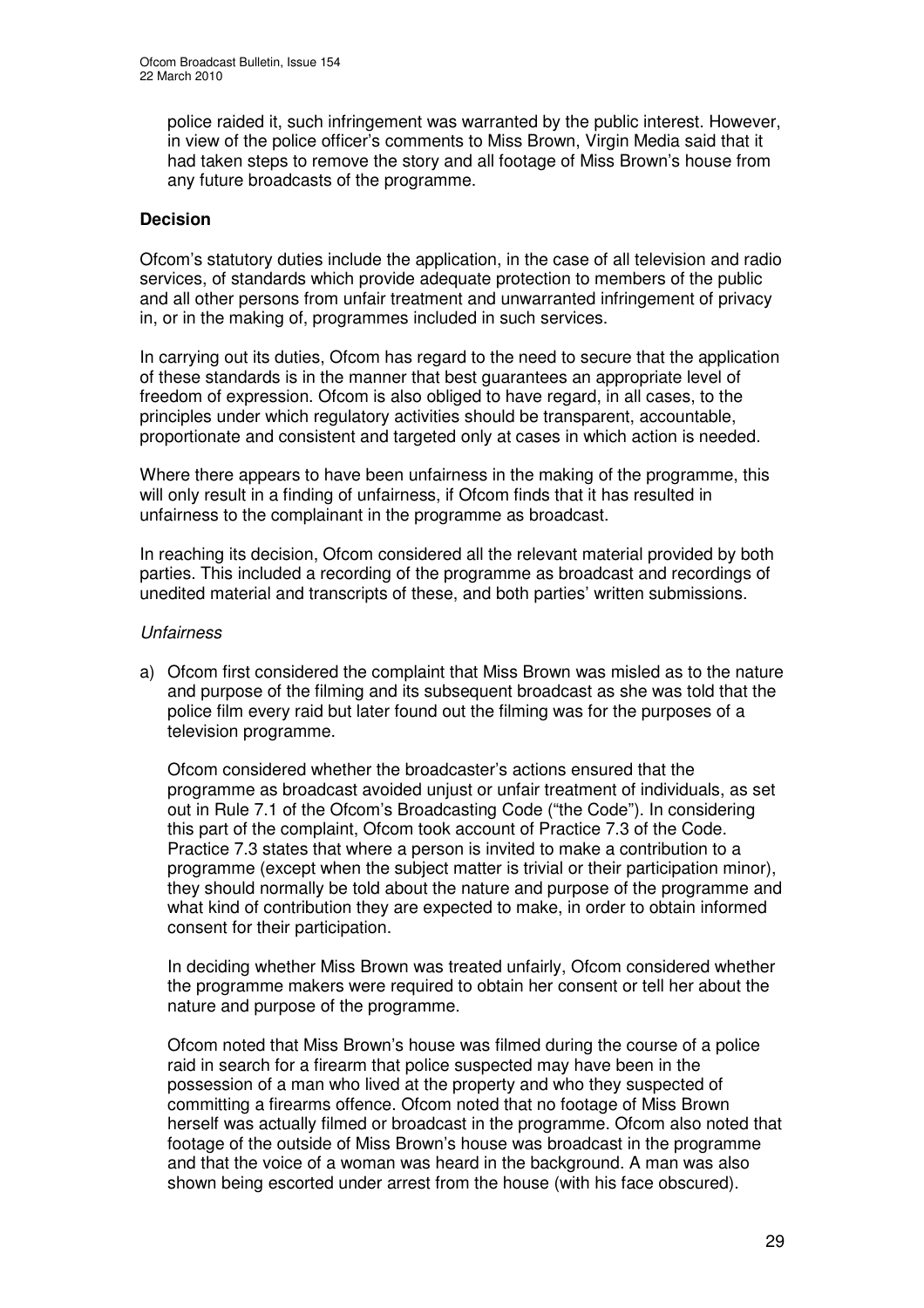police raided it, such infringement was warranted by the public interest. However, in view of the police officer's comments to Miss Brown, Virgin Media said that it had taken steps to remove the story and all footage of Miss Brown's house from any future broadcasts of the programme.

**Decision**

Ofcom's statutory duties include the application, in the case of all television and radio services, of standards which provide adequate protection to members of the public and all other persons from unfair treatment and unwarranted infringement of privacy in, or in the making of, programmes included in such services.

In carrying out its duties, Ofcom has regard to the need to secure that the application of these standards is in the manner that best guarantees an appropriate level of freedom of expression. Ofcom is also obliged to have regard, in all cases, to the principles under which regulatory activities should be transparent, accountable, proportionate and consistent and targeted only at cases in which action is needed.

Where there appears to have been unfairness in the making of the programme, this will only result in a finding of unfairness, if Ofcom finds that it has resulted in unfairness to the complainant in the programme as broadcast.

In reaching its decision, Ofcom considered all the relevant material provided by both parties. This included a recording of the programme as broadcast and recordings of unedited material and transcripts of these, and both parties' written submissions.

*Unfairness*

a) Ofcom first considered the complaint that Miss Brown was misled as to the nature and purpose of the filming and its subsequent broadcast as she was told that the police film every raid but later found out the filming was for the purposes of a television programme.

   Ofcom considered whether the broadcaster's actions ensured that the programme as broadcast avoided unjust or unfair treatment of individuals, as set out in Rule 7.1 of the Ofcom's Broadcasting Code ("the Code"). In considering this part of the complaint, Ofcom took account of Practice 7.3 of the Code. Practice 7.3 states that where a person is invited to make a contribution to a programme (except when the subject matter is trivial or their participation minor), they should normally be told about the nature and purpose of the programme and what kind of contribution they are expected to make, in order to obtain informed consent for their participation.

   In deciding whether Miss Brown was treated unfairly, Ofcom considered whether the programme makers were required to obtain her consent or tell her about the nature and purpose of the programme.

   Ofcom noted that Miss Brown's house was filmed during the course of a police raid in search for a firearm that police suspected may have been in the possession of a man who lived at the property and who they suspected of committing a firearms offence. Ofcom noted that no footage of Miss Brown herself was actually filmed or broadcast in the programme. Ofcom also noted that footage of the outside of Miss Brown's house was broadcast in the programme and that the voice of a woman was heard in the background. A man was also shown being escorted under arrest from the house (with his face obscured).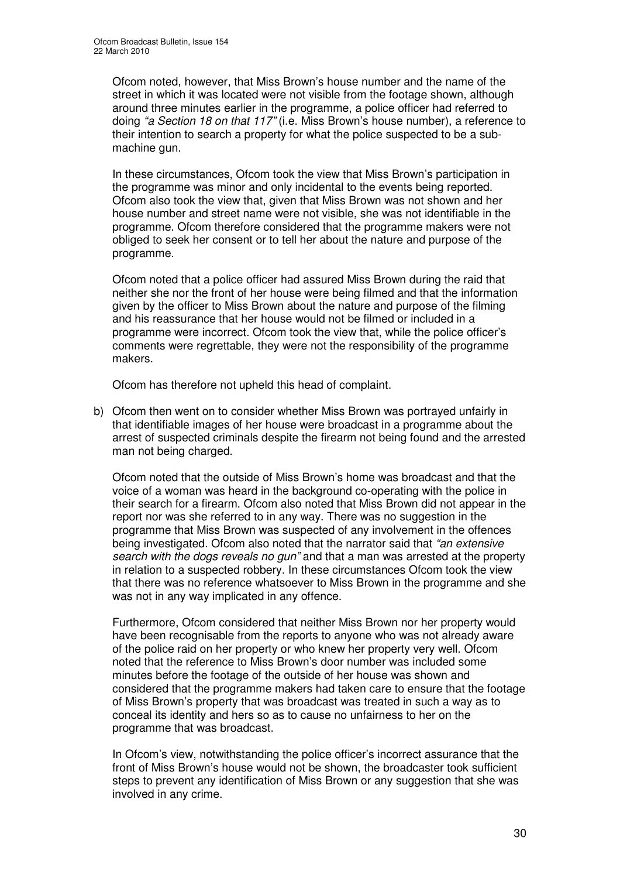Ofcom noted, however, that Miss Brown's house number and the name of the street in which it was located were not visible from the footage shown, although around three minutes earlier in the programme, a police officer had referred to doing *"a Section 18 on that 117"* (i.e. Miss Brown's house number), a reference to their intention to search a property for what the police suspected to be a sub-machine gun.

In these circumstances, Ofcom took the view that Miss Brown's participation in the programme was minor and only incidental to the events being reported. Ofcom also took the view that, given that Miss Brown was not shown and her house number and street name were not visible, she was not identifiable in the programme. Ofcom therefore considered that the programme makers were not obliged to seek her consent or to tell her about the nature and purpose of the programme.

Ofcom noted that a police officer had assured Miss Brown during the raid that neither she nor the front of her house were being filmed and that the information given by the officer to Miss Brown about the nature and purpose of the filming and his reassurance that her house would not be filmed or included in a programme were incorrect. Ofcom took the view that, while the police officer's comments were regrettable, they were not the responsibility of the programme makers.

Ofcom has therefore not upheld this head of complaint.

b) Ofcom then went on to consider whether Miss Brown was portrayed unfairly in that identifiable images of her house were broadcast in a programme about the arrest of suspected criminals despite the firearm not being found and the arrested man not being charged.

Ofcom noted that the outside of Miss Brown's home was broadcast and that the voice of a woman was heard in the background co-operating with the police in their search for a firearm. Ofcom also noted that Miss Brown did not appear in the report nor was she referred to in any way. There was no suggestion in the programme that Miss Brown was suspected of any involvement in the offences being investigated. Ofcom also noted that the narrator said that *"an extensive search with the dogs reveals no gun"* and that a man was arrested at the property in relation to a suspected robbery. In these circumstances Ofcom took the view that there was no reference whatsoever to Miss Brown in the programme and she was not in any way implicated in any offence.

Furthermore, Ofcom considered that neither Miss Brown nor her property would have been recognisable from the reports to anyone who was not already aware of the police raid on her property or who knew her property very well. Ofcom noted that the reference to Miss Brown's door number was included some minutes before the footage of the outside of her house was shown and considered that the programme makers had taken care to ensure that the footage of Miss Brown's property that was broadcast was treated in such a way as to conceal its identity and hers so as to cause no unfairness to her on the programme that was broadcast.

In Ofcom's view, notwithstanding the police officer's incorrect assurance that the front of Miss Brown's house would not be shown, the broadcaster took sufficient steps to prevent any identification of Miss Brown or any suggestion that she was involved in any crime.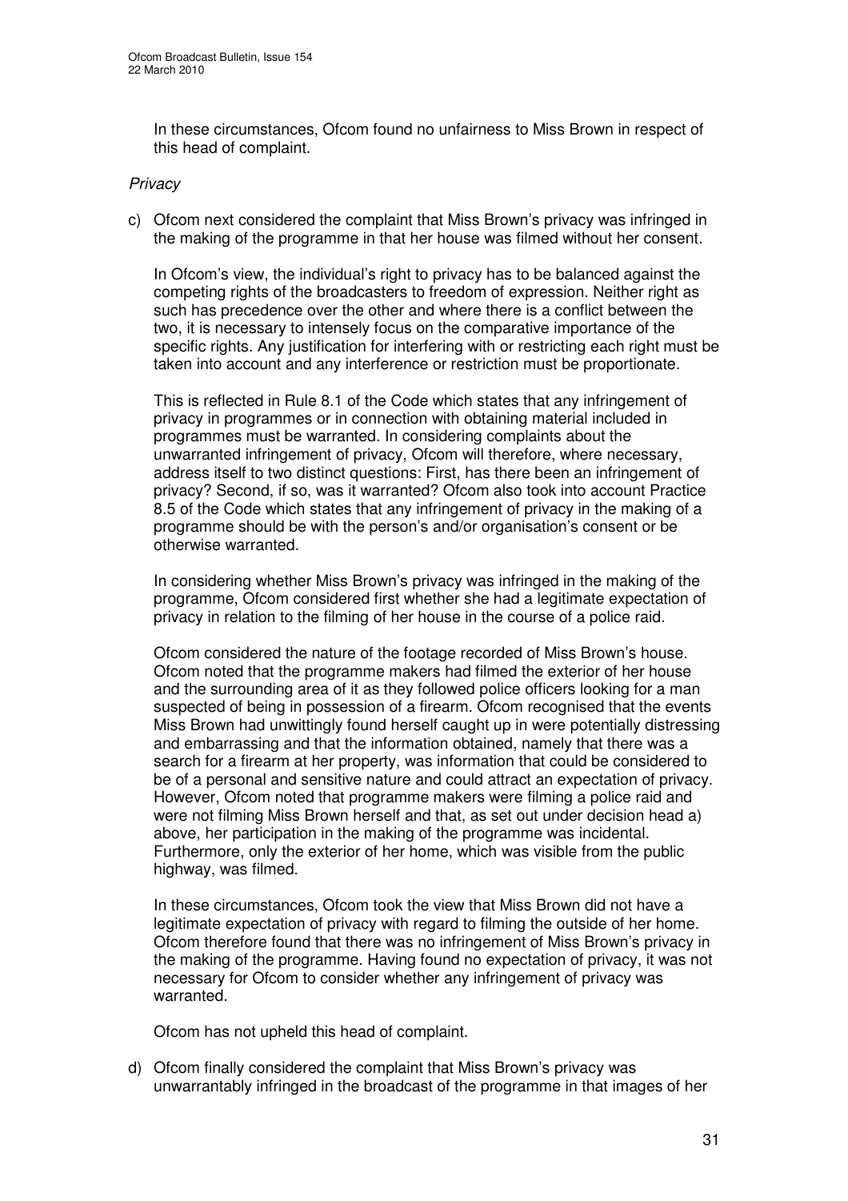In these circumstances, Ofcom found no unfairness to Miss Brown in respect of this head of complaint.

*Privacy*

c) Ofcom next considered the complaint that Miss Brown's privacy was infringed in the making of the programme in that her house was filmed without her consent.

In Ofcom's view, the individual's right to privacy has to be balanced against the competing rights of the broadcasters to freedom of expression. Neither right as such has precedence over the other and where there is a conflict between the two, it is necessary to intensely focus on the comparative importance of the specific rights. Any justification for interfering with or restricting each right must be taken into account and any interference or restriction must be proportionate.

This is reflected in Rule 8.1 of the Code which states that any infringement of privacy in programmes or in connection with obtaining material included in programmes must be warranted. In considering complaints about the unwarranted infringement of privacy, Ofcom will therefore, where necessary, address itself to two distinct questions: First, has there been an infringement of privacy? Second, if so, was it warranted? Ofcom also took into account Practice 8.5 of the Code which states that any infringement of privacy in the making of a programme should be with the person's and/or organisation's consent or be otherwise warranted.

In considering whether Miss Brown's privacy was infringed in the making of the programme, Ofcom considered first whether she had a legitimate expectation of privacy in relation to the filming of her house in the course of a police raid.

Ofcom considered the nature of the footage recorded of Miss Brown's house. Ofcom noted that the programme makers had filmed the exterior of her house and the surrounding area of it as they followed police officers looking for a man suspected of being in possession of a firearm. Ofcom recognised that the events Miss Brown had unwittingly found herself caught up in were potentially distressing and embarrassing and that the information obtained, namely that there was a search for a firearm at her property, was information that could be considered to be of a personal and sensitive nature and could attract an expectation of privacy. However, Ofcom noted that programme makers were filming a police raid and were not filming Miss Brown herself and that, as set out under decision head a) above, her participation in the making of the programme was incidental. Furthermore, only the exterior of her home, which was visible from the public highway, was filmed.

In these circumstances, Ofcom took the view that Miss Brown did not have a legitimate expectation of privacy with regard to filming the outside of her home. Ofcom therefore found that there was no infringement of Miss Brown's privacy in the making of the programme. Having found no expectation of privacy, it was not necessary for Ofcom to consider whether any infringement of privacy was warranted.

Ofcom has not upheld this head of complaint.

d) Ofcom finally considered the complaint that Miss Brown's privacy was unwarrantably infringed in the broadcast of the programme in that images of her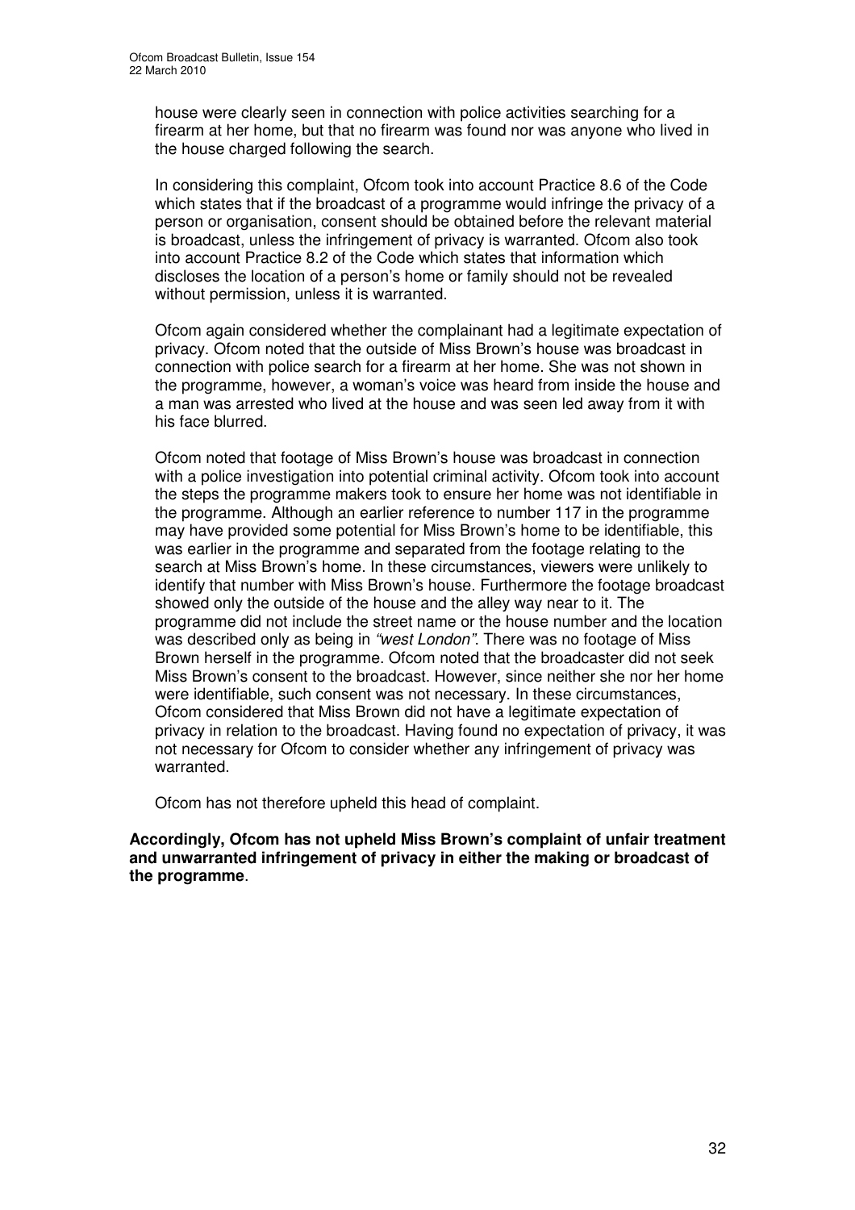house were clearly seen in connection with police activities searching for a firearm at her home, but that no firearm was found nor was anyone who lived in the house charged following the search.

In considering this complaint, Ofcom took into account Practice 8.6 of the Code which states that if the broadcast of a programme would infringe the privacy of a person or organisation, consent should be obtained before the relevant material is broadcast, unless the infringement of privacy is warranted. Ofcom also took into account Practice 8.2 of the Code which states that information which discloses the location of a person's home or family should not be revealed without permission, unless it is warranted.

Ofcom again considered whether the complainant had a legitimate expectation of privacy. Ofcom noted that the outside of Miss Brown's house was broadcast in connection with police search for a firearm at her home. She was not shown in the programme, however, a woman's voice was heard from inside the house and a man was arrested who lived at the house and was seen led away from it with his face blurred.

Ofcom noted that footage of Miss Brown's house was broadcast in connection with a police investigation into potential criminal activity. Ofcom took into account the steps the programme makers took to ensure her home was not identifiable in the programme. Although an earlier reference to number 117 in the programme may have provided some potential for Miss Brown's home to be identifiable, this was earlier in the programme and separated from the footage relating to the search at Miss Brown's home. In these circumstances, viewers were unlikely to identify that number with Miss Brown's house. Furthermore the footage broadcast showed only the outside of the house and the alley way near to it. The programme did not include the street name or the house number and the location was described only as being in *"west London"*. There was no footage of Miss Brown herself in the programme. Ofcom noted that the broadcaster did not seek Miss Brown's consent to the broadcast. However, since neither she nor her home were identifiable, such consent was not necessary. In these circumstances, Ofcom considered that Miss Brown did not have a legitimate expectation of privacy in relation to the broadcast. Having found no expectation of privacy, it was not necessary for Ofcom to consider whether any infringement of privacy was warranted.

Ofcom has not therefore upheld this head of complaint.

**Accordingly, Ofcom has not upheld Miss Brown's complaint of unfair treatment and unwarranted infringement of privacy in either the making or broadcast of the programme**.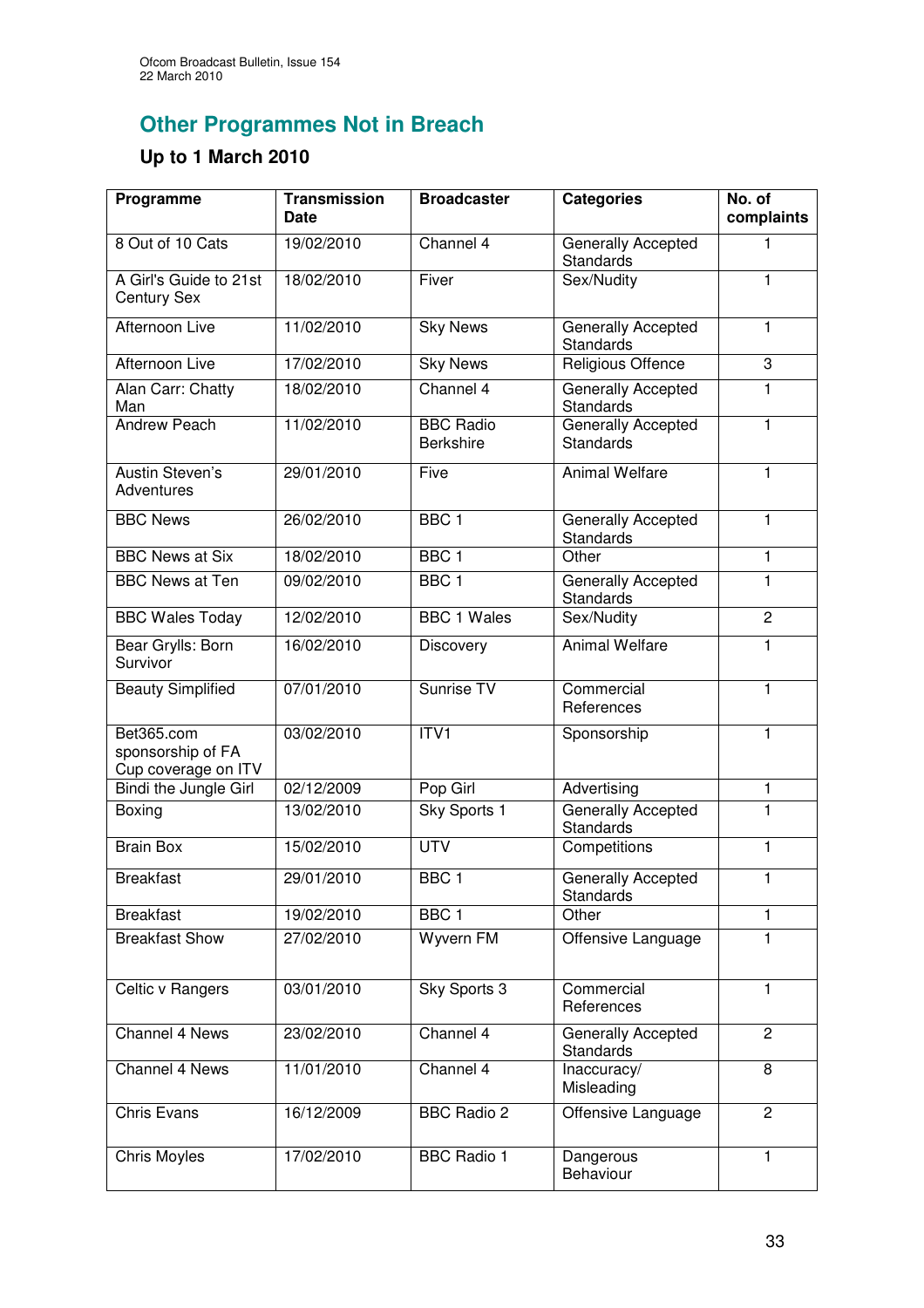## Other Programmes Not in Breach

### Up to 1 March 2010

| Programme | Transmission Date | Broadcaster | Categories | No. of complaints |
|---|---|---|---|---|
| 8 Out of 10 Cats | 19/02/2010 | Channel 4 | Generally Accepted Standards | 1 |
| A Girl's Guide to 21st Century Sex | 18/02/2010 | Fiver | Sex/Nudity | 1 |
| Afternoon Live | 11/02/2010 | Sky News | Generally Accepted Standards | 1 |
| Afternoon Live | 17/02/2010 | Sky News | Religious Offence | 3 |
| Alan Carr: Chatty Man | 18/02/2010 | Channel 4 | Generally Accepted Standards | 1 |
| Andrew Peach | 11/02/2010 | BBC Radio Berkshire | Generally Accepted Standards | 1 |
| Austin Steven's Adventures | 29/01/2010 | Five | Animal Welfare | 1 |
| BBC News | 26/02/2010 | BBC 1 | Generally Accepted Standards | 1 |
| BBC News at Six | 18/02/2010 | BBC 1 | Other | 1 |
| BBC News at Ten | 09/02/2010 | BBC 1 | Generally Accepted Standards | 1 |
| BBC Wales Today | 12/02/2010 | BBC 1 Wales | Sex/Nudity | 2 |
| Bear Grylls: Born Survivor | 16/02/2010 | Discovery | Animal Welfare | 1 |
| Beauty Simplified | 07/01/2010 | Sunrise TV | Commercial References | 1 |
| Bet365.com sponsorship of FA Cup coverage on ITV | 03/02/2010 | ITV1 | Sponsorship | 1 |
| Bindi the Jungle Girl | 02/12/2009 | Pop Girl | Advertising | 1 |
| Boxing | 13/02/2010 | Sky Sports 1 | Generally Accepted Standards | 1 |
| Brain Box | 15/02/2010 | UTV | Competitions | 1 |
| Breakfast | 29/01/2010 | BBC 1 | Generally Accepted Standards | 1 |
| Breakfast | 19/02/2010 | BBC 1 | Other | 1 |
| Breakfast Show | 27/02/2010 | Wyvern FM | Offensive Language | 1 |
| Celtic v Rangers | 03/01/2010 | Sky Sports 3 | Commercial References | 1 |
| Channel 4 News | 23/02/2010 | Channel 4 | Generally Accepted Standards | 2 |
| Channel 4 News | 11/01/2010 | Channel 4 | Inaccuracy/ Misleading | 8 |
| Chris Evans | 16/12/2009 | BBC Radio 2 | Offensive Language | 2 |
| Chris Moyles | 17/02/2010 | BBC Radio 1 | Dangerous Behaviour | 1 |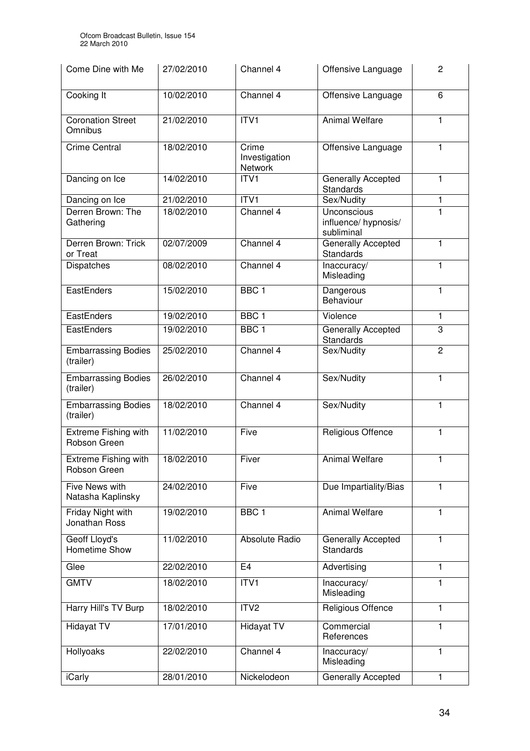| Come Dine with Me | 27/02/2010 | Channel 4 | Offensive Language | 2 |
|---|---|---|---|---|
| Cooking It | 10/02/2010 | Channel 4 | Offensive Language | 6 |
| Coronation Street Omnibus | 21/02/2010 | ITV1 | Animal Welfare | 1 |
| Crime Central | 18/02/2010 | Crime Investigation Network | Offensive Language | 1 |
| Dancing on Ice | 14/02/2010 | ITV1 | Generally Accepted Standards | 1 |
| Dancing on Ice | 21/02/2010 | ITV1 | Sex/Nudity | 1 |
| Derren Brown: The Gathering | 18/02/2010 | Channel 4 | Unconscious influence/ hypnosis/ subliminal | 1 |
| Derren Brown: Trick or Treat | 02/07/2009 | Channel 4 | Generally Accepted Standards | 1 |
| Dispatches | 08/02/2010 | Channel 4 | Inaccuracy/ Misleading | 1 |
| EastEnders | 15/02/2010 | BBC 1 | Dangerous Behaviour | 1 |
| EastEnders | 19/02/2010 | BBC 1 | Violence | 1 |
| EastEnders | 19/02/2010 | BBC 1 | Generally Accepted Standards | 3 |
| Embarrassing Bodies (trailer) | 25/02/2010 | Channel 4 | Sex/Nudity | 2 |
| Embarrassing Bodies (trailer) | 26/02/2010 | Channel 4 | Sex/Nudity | 1 |
| Embarrassing Bodies (trailer) | 18/02/2010 | Channel 4 | Sex/Nudity | 1 |
| Extreme Fishing with Robson Green | 11/02/2010 | Five | Religious Offence | 1 |
| Extreme Fishing with Robson Green | 18/02/2010 | Fiver | Animal Welfare | 1 |
| Five News with Natasha Kaplinsky | 24/02/2010 | Five | Due Impartiality/Bias | 1 |
| Friday Night with Jonathan Ross | 19/02/2010 | BBC 1 | Animal Welfare | 1 |
| Geoff Lloyd's Hometime Show | 11/02/2010 | Absolute Radio | Generally Accepted Standards | 1 |
| Glee | 22/02/2010 | E4 | Advertising | 1 |
| GMTV | 18/02/2010 | ITV1 | Inaccuracy/ Misleading | 1 |
| Harry Hill's TV Burp | 18/02/2010 | ITV2 | Religious Offence | 1 |
| Hidayat TV | 17/01/2010 | Hidayat TV | Commercial References | 1 |
| Hollyoaks | 22/02/2010 | Channel 4 | Inaccuracy/ Misleading | 1 |
| iCarly | 28/01/2010 | Nickelodeon | Generally Accepted | 1 |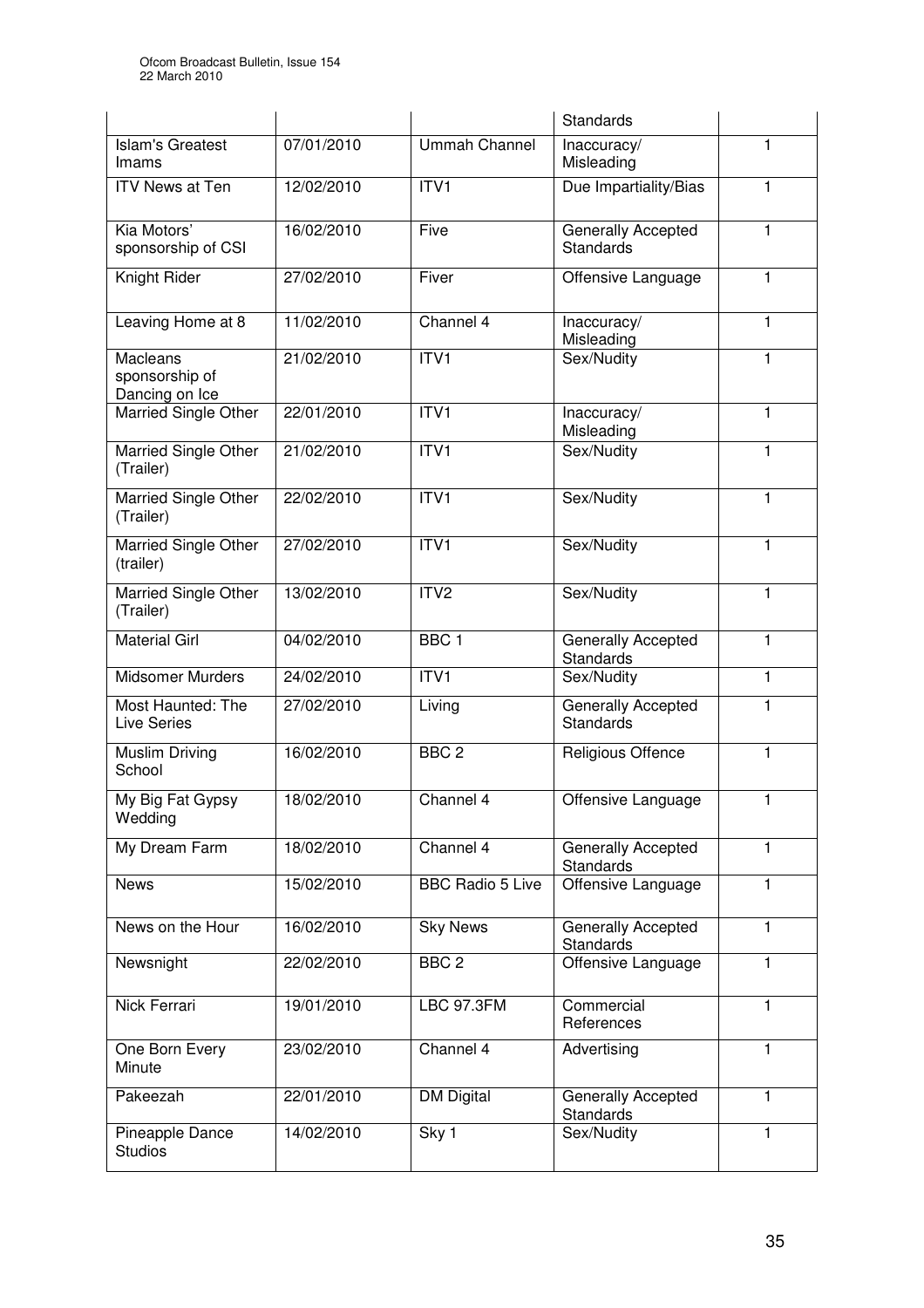| | | | | |
|---|---|---|---|---|
| | | | Standards | |
| Islam's Greatest Imams | 07/01/2010 | Ummah Channel | Inaccuracy/ Misleading | 1 |
| ITV News at Ten | 12/02/2010 | ITV1 | Due Impartiality/Bias | 1 |
| Kia Motors' sponsorship of CSI | 16/02/2010 | Five | Generally Accepted Standards | 1 |
| Knight Rider | 27/02/2010 | Fiver | Offensive Language | 1 |
| Leaving Home at 8 | 11/02/2010 | Channel 4 | Inaccuracy/ Misleading | 1 |
| Macleans sponsorship of Dancing on Ice | 21/02/2010 | ITV1 | Sex/Nudity | 1 |
| Married Single Other | 22/01/2010 | ITV1 | Inaccuracy/ Misleading | 1 |
| Married Single Other (Trailer) | 21/02/2010 | ITV1 | Sex/Nudity | 1 |
| Married Single Other (Trailer) | 22/02/2010 | ITV1 | Sex/Nudity | 1 |
| Married Single Other (trailer) | 27/02/2010 | ITV1 | Sex/Nudity | 1 |
| Married Single Other (Trailer) | 13/02/2010 | ITV2 | Sex/Nudity | 1 |
| Material Girl | 04/02/2010 | BBC 1 | Generally Accepted Standards | 1 |
| Midsomer Murders | 24/02/2010 | ITV1 | Sex/Nudity | 1 |
| Most Haunted: The Live Series | 27/02/2010 | Living | Generally Accepted Standards | 1 |
| Muslim Driving School | 16/02/2010 | BBC 2 | Religious Offence | 1 |
| My Big Fat Gypsy Wedding | 18/02/2010 | Channel 4 | Offensive Language | 1 |
| My Dream Farm | 18/02/2010 | Channel 4 | Generally Accepted Standards | 1 |
| News | 15/02/2010 | BBC Radio 5 Live | Offensive Language | 1 |
| News on the Hour | 16/02/2010 | Sky News | Generally Accepted Standards | 1 |
| Newsnight | 22/02/2010 | BBC 2 | Offensive Language | 1 |
| Nick Ferrari | 19/01/2010 | LBC 97.3FM | Commercial References | 1 |
| One Born Every Minute | 23/02/2010 | Channel 4 | Advertising | 1 |
| Pakeezah | 22/01/2010 | DM Digital | Generally Accepted Standards | 1 |
| Pineapple Dance Studios | 14/02/2010 | Sky 1 | Sex/Nudity | 1 |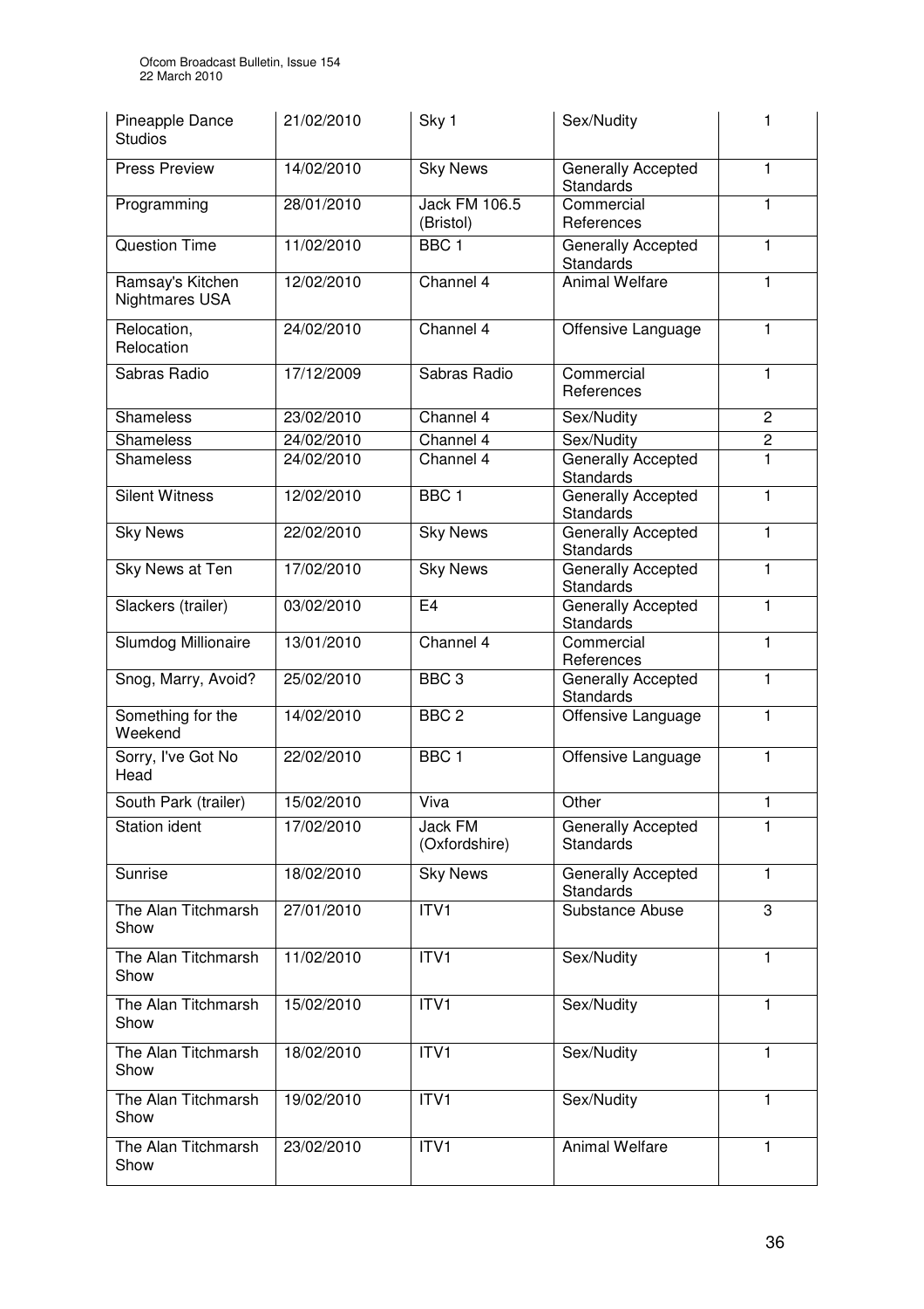| | | | | |
|---|---|---|---|---|
| Pineapple Dance Studios | 21/02/2010 | Sky 1 | Sex/Nudity | 1 |
| Press Preview | 14/02/2010 | Sky News | Generally Accepted Standards | 1 |
| Programming | 28/01/2010 | Jack FM 106.5 (Bristol) | Commercial References | 1 |
| Question Time | 11/02/2010 | BBC 1 | Generally Accepted Standards | 1 |
| Ramsay's Kitchen Nightmares USA | 12/02/2010 | Channel 4 | Animal Welfare | 1 |
| Relocation, Relocation | 24/02/2010 | Channel 4 | Offensive Language | 1 |
| Sabras Radio | 17/12/2009 | Sabras Radio | Commercial References | 1 |
| Shameless | 23/02/2010 | Channel 4 | Sex/Nudity | 2 |
| Shameless | 24/02/2010 | Channel 4 | Sex/Nudity | 2 |
| Shameless | 24/02/2010 | Channel 4 | Generally Accepted Standards | 1 |
| Silent Witness | 12/02/2010 | BBC 1 | Generally Accepted Standards | 1 |
| Sky News | 22/02/2010 | Sky News | Generally Accepted Standards | 1 |
| Sky News at Ten | 17/02/2010 | Sky News | Generally Accepted Standards | 1 |
| Slackers (trailer) | 03/02/2010 | E4 | Generally Accepted Standards | 1 |
| Slumdog Millionaire | 13/01/2010 | Channel 4 | Commercial References | 1 |
| Snog, Marry, Avoid? | 25/02/2010 | BBC 3 | Generally Accepted Standards | 1 |
| Something for the Weekend | 14/02/2010 | BBC 2 | Offensive Language | 1 |
| Sorry, I've Got No Head | 22/02/2010 | BBC 1 | Offensive Language | 1 |
| South Park (trailer) | 15/02/2010 | Viva | Other | 1 |
| Station ident | 17/02/2010 | Jack FM (Oxfordshire) | Generally Accepted Standards | 1 |
| Sunrise | 18/02/2010 | Sky News | Generally Accepted Standards | 1 |
| The Alan Titchmarsh Show | 27/01/2010 | ITV1 | Substance Abuse | 3 |
| The Alan Titchmarsh Show | 11/02/2010 | ITV1 | Sex/Nudity | 1 |
| The Alan Titchmarsh Show | 15/02/2010 | ITV1 | Sex/Nudity | 1 |
| The Alan Titchmarsh Show | 18/02/2010 | ITV1 | Sex/Nudity | 1 |
| The Alan Titchmarsh Show | 19/02/2010 | ITV1 | Sex/Nudity | 1 |
| The Alan Titchmarsh Show | 23/02/2010 | ITV1 | Animal Welfare | 1 |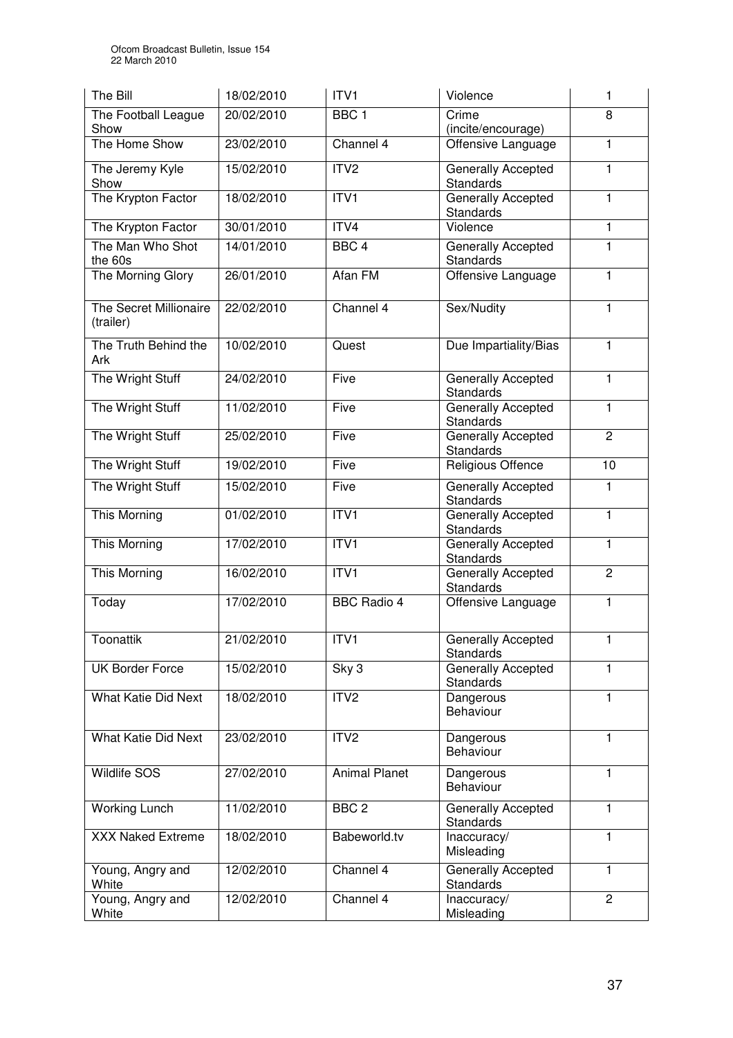| | | | | |
|---|---|---|---|---|
| The Bill | 18/02/2010 | ITV1 | Violence | 1 |
| The Football League Show | 20/02/2010 | BBC 1 | Crime (incite/encourage) | 8 |
| The Home Show | 23/02/2010 | Channel 4 | Offensive Language | 1 |
| The Jeremy Kyle Show | 15/02/2010 | ITV2 | Generally Accepted Standards | 1 |
| The Krypton Factor | 18/02/2010 | ITV1 | Generally Accepted Standards | 1 |
| The Krypton Factor | 30/01/2010 | ITV4 | Violence | 1 |
| The Man Who Shot the 60s | 14/01/2010 | BBC 4 | Generally Accepted Standards | 1 |
| The Morning Glory | 26/01/2010 | Afan FM | Offensive Language | 1 |
| The Secret Millionaire (trailer) | 22/02/2010 | Channel 4 | Sex/Nudity | 1 |
| The Truth Behind the Ark | 10/02/2010 | Quest | Due Impartiality/Bias | 1 |
| The Wright Stuff | 24/02/2010 | Five | Generally Accepted Standards | 1 |
| The Wright Stuff | 11/02/2010 | Five | Generally Accepted Standards | 1 |
| The Wright Stuff | 25/02/2010 | Five | Generally Accepted Standards | 2 |
| The Wright Stuff | 19/02/2010 | Five | Religious Offence | 10 |
| The Wright Stuff | 15/02/2010 | Five | Generally Accepted Standards | 1 |
| This Morning | 01/02/2010 | ITV1 | Generally Accepted Standards | 1 |
| This Morning | 17/02/2010 | ITV1 | Generally Accepted Standards | 1 |
| This Morning | 16/02/2010 | ITV1 | Generally Accepted Standards | 2 |
| Today | 17/02/2010 | BBC Radio 4 | Offensive Language | 1 |
| Toonattik | 21/02/2010 | ITV1 | Generally Accepted Standards | 1 |
| UK Border Force | 15/02/2010 | Sky 3 | Generally Accepted Standards | 1 |
| What Katie Did Next | 18/02/2010 | ITV2 | Dangerous Behaviour | 1 |
| What Katie Did Next | 23/02/2010 | ITV2 | Dangerous Behaviour | 1 |
| Wildlife SOS | 27/02/2010 | Animal Planet | Dangerous Behaviour | 1 |
| Working Lunch | 11/02/2010 | BBC 2 | Generally Accepted Standards | 1 |
| XXX Naked Extreme | 18/02/2010 | Babeworld.tv | Inaccuracy/ Misleading | 1 |
| Young, Angry and White | 12/02/2010 | Channel 4 | Generally Accepted Standards | 1 |
| Young, Angry and White | 12/02/2010 | Channel 4 | Inaccuracy/ Misleading | 2 |